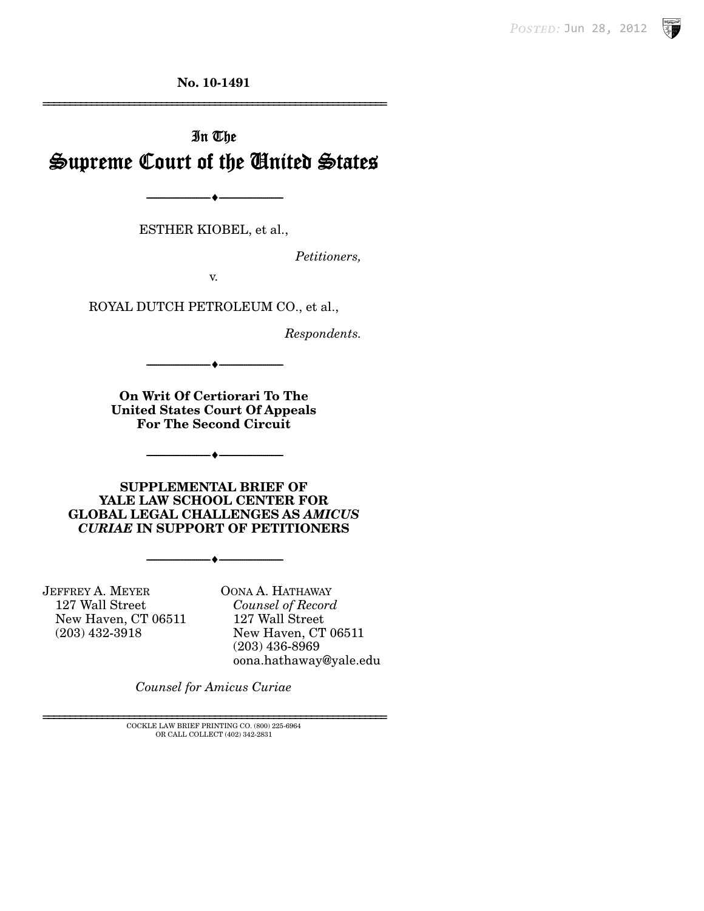**No. 10-1491**

---

# In The Supreme Court of the United States

---

ESTHER KIOBEL, et al.,

*Petitioners,*

v.

ROYAL DUTCH PETROLEUM CO., et al.,

*Respondents.*

---

**On Writ Of Certiorari To The United States Court Of Appeals For The Second Circuit**

---

**SUPPLEMENTAL BRIEF OF YALE LAW SCHOOL CENTER FOR GLOBAL LEGAL CHALLENGES AS *AMICUS CURIAE* IN SUPPORT OF PETITIONERS**

---

JEFFREY A. MEYER
127 Wall Street
New Haven, CT 06511
(203) 432-3918

OONA A. HATHAWAY
*Counsel of Record*
127 Wall Street
New Haven, CT 06511
(203) 436-8969
oona.hathaway@yale.edu

*Counsel for Amicus Curiae*

---

COCKLE LAW BRIEF PRINTING CO. (800) 225-6964
OR CALL COLLECT (402) 342-2831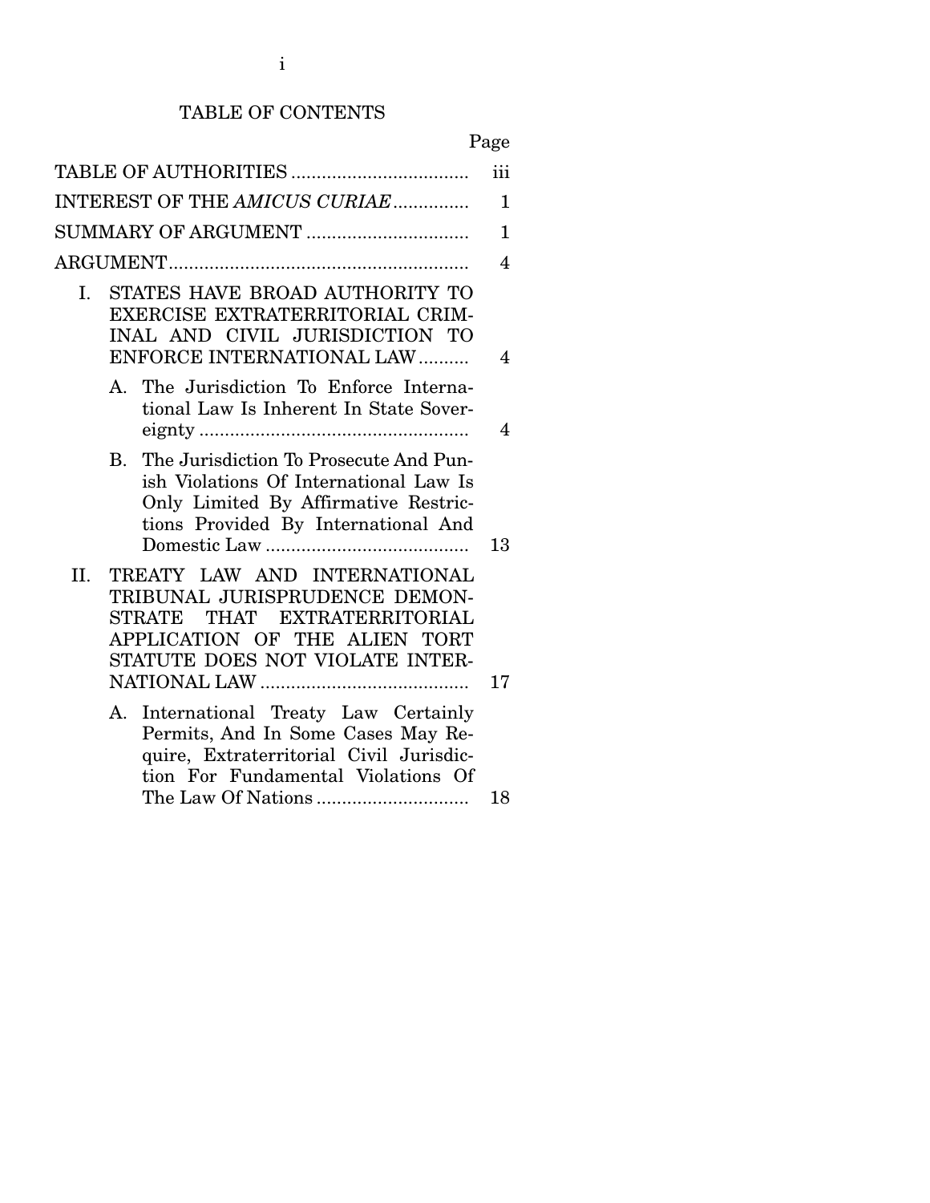# TABLE OF CONTENTS

| | Page |
|---|---|
| TABLE OF AUTHORITIES | iii |
| INTEREST OF THE *AMICUS CURIAE* | 1 |
| SUMMARY OF ARGUMENT | 1 |
| ARGUMENT | 4 |
| I. STATES HAVE BROAD AUTHORITY TO EXERCISE EXTRATERRITORIAL CRIMINAL AND CIVIL JURISDICTION TO ENFORCE INTERNATIONAL LAW | 4 |
| A. The Jurisdiction To Enforce International Law Is Inherent In State Sovereignty | 4 |
| B. The Jurisdiction To Prosecute And Punish Violations Of International Law Is Only Limited By Affirmative Restrictions Provided By International And Domestic Law | 13 |
| II. TREATY LAW AND INTERNATIONAL TRIBUNAL JURISPRUDENCE DEMONSTRATE THAT EXTRATERRITORIAL APPLICATION OF THE ALIEN TORT STATUTE DOES NOT VIOLATE INTERNATIONAL LAW | 17 |
| A. International Treaty Law Certainly Permits, And In Some Cases May Require, Extraterritorial Civil Jurisdiction For Fundamental Violations Of The Law Of Nations | 18 |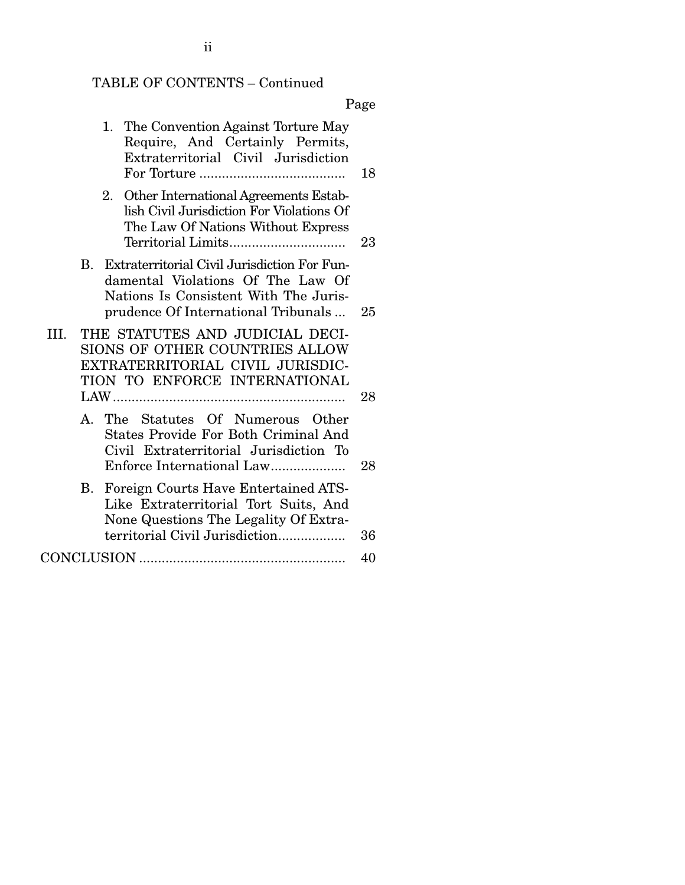TABLE OF CONTENTS – Continued

| | Page |
|---|---|
| 1. The Convention Against Torture May Require, And Certainly Permits, Extraterritorial Civil Jurisdiction For Torture | 18 |
| 2. Other International Agreements Establish Civil Jurisdiction For Violations Of The Law Of Nations Without Express Territorial Limits | 23 |
| B. Extraterritorial Civil Jurisdiction For Fundamental Violations Of The Law Of Nations Is Consistent With The Jurisprudence Of International Tribunals | 25 |
| III. THE STATUTES AND JUDICIAL DECISIONS OF OTHER COUNTRIES ALLOW EXTRATERRITORIAL CIVIL JURISDICTION TO ENFORCE INTERNATIONAL LAW | 28 |
| A. The Statutes Of Numerous Other States Provide For Both Criminal And Civil Extraterritorial Jurisdiction To Enforce International Law | 28 |
| B. Foreign Courts Have Entertained ATS-Like Extraterritorial Tort Suits, And None Questions The Legality Of Extraterritorial Civil Jurisdiction | 36 |
| CONCLUSION | 40 |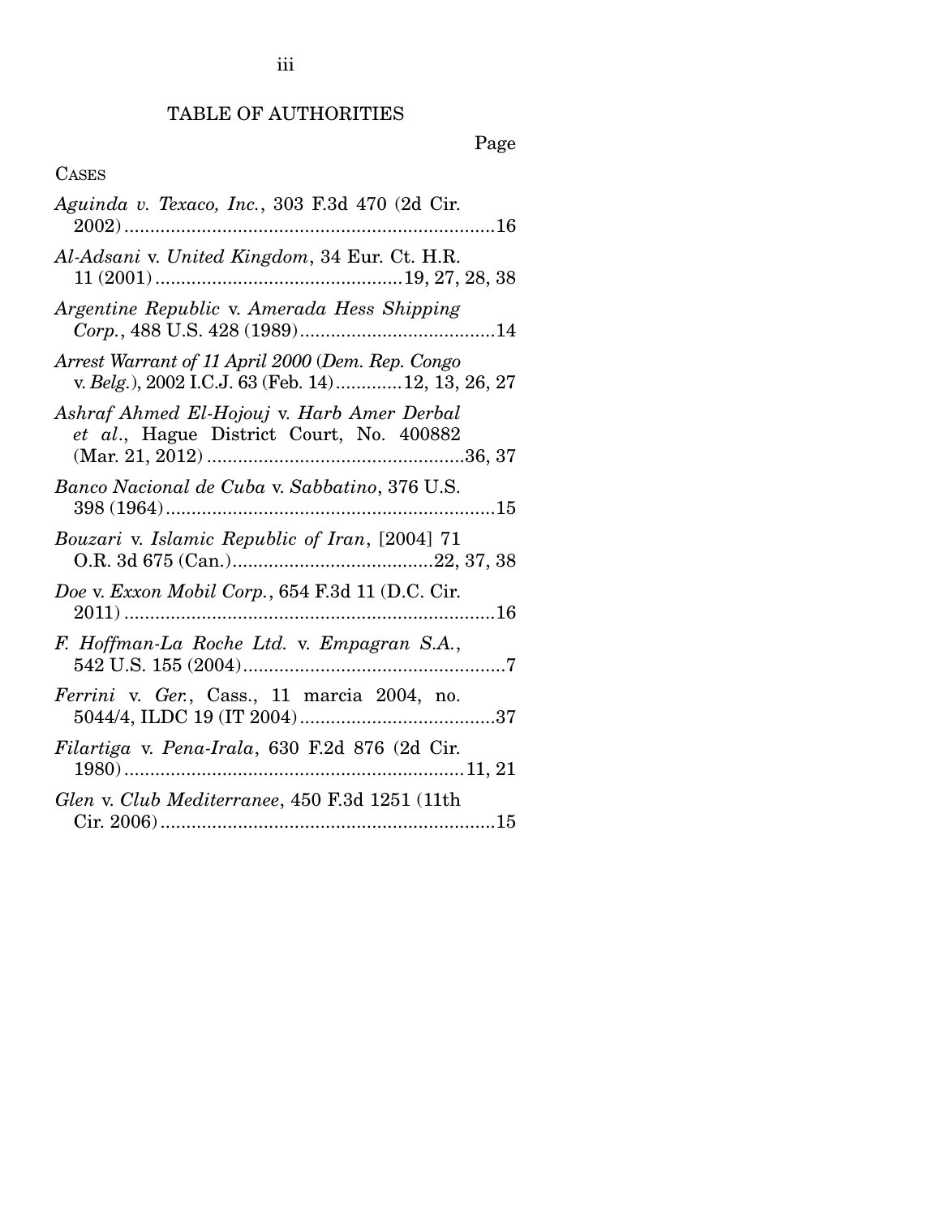## TABLE OF AUTHORITIES

Page

CASES

*Aguinda v. Texaco, Inc.*, 303 F.3d 470 (2d Cir. 2002) ........................................................................16

*Al-Adsani* v. *United Kingdom*, 34 Eur. Ct. H.R. 11 (2001) ...............................................19, 27, 28, 38

*Argentine Republic* v. *Amerada Hess Shipping Corp.*, 488 U.S. 428 (1989) ......................................14

*Arrest Warrant of 11 April 2000* (*Dem. Rep. Congo* v. *Belg.*), 2002 I.C.J. 63 (Feb. 14) ............12, 13, 26, 27

*Ashraf Ahmed El-Hojouj* v. *Harb Amer Derbal et al.*, Hague District Court, No. 400882 (Mar. 21, 2012) .................................................36, 37

*Banco Nacional de Cuba* v. *Sabbatino*, 376 U.S. 398 (1964) ................................................................15

*Bouzari* v. *Islamic Republic of Iran*, [2004] 71 O.R. 3d 675 (Can.) .......................................22, 37, 38

*Doe* v. *Exxon Mobil Corp.*, 654 F.3d 11 (D.C. Cir. 2011) ........................................................................16

*F. Hoffman-La Roche Ltd.* v. *Empagran S.A.*, 542 U.S. 155 (2004) ...................................................7

*Ferrini* v. *Ger.*, Cass., 11 marcia 2004, no. 5044/4, ILDC 19 (IT 2004) ......................................37

*Filartiga* v. *Pena-Irala*, 630 F.2d 876 (2d Cir. 1980) ..................................................................11, 21

*Glen* v. *Club Mediterranee*, 450 F.3d 1251 (11th Cir. 2006) .................................................................15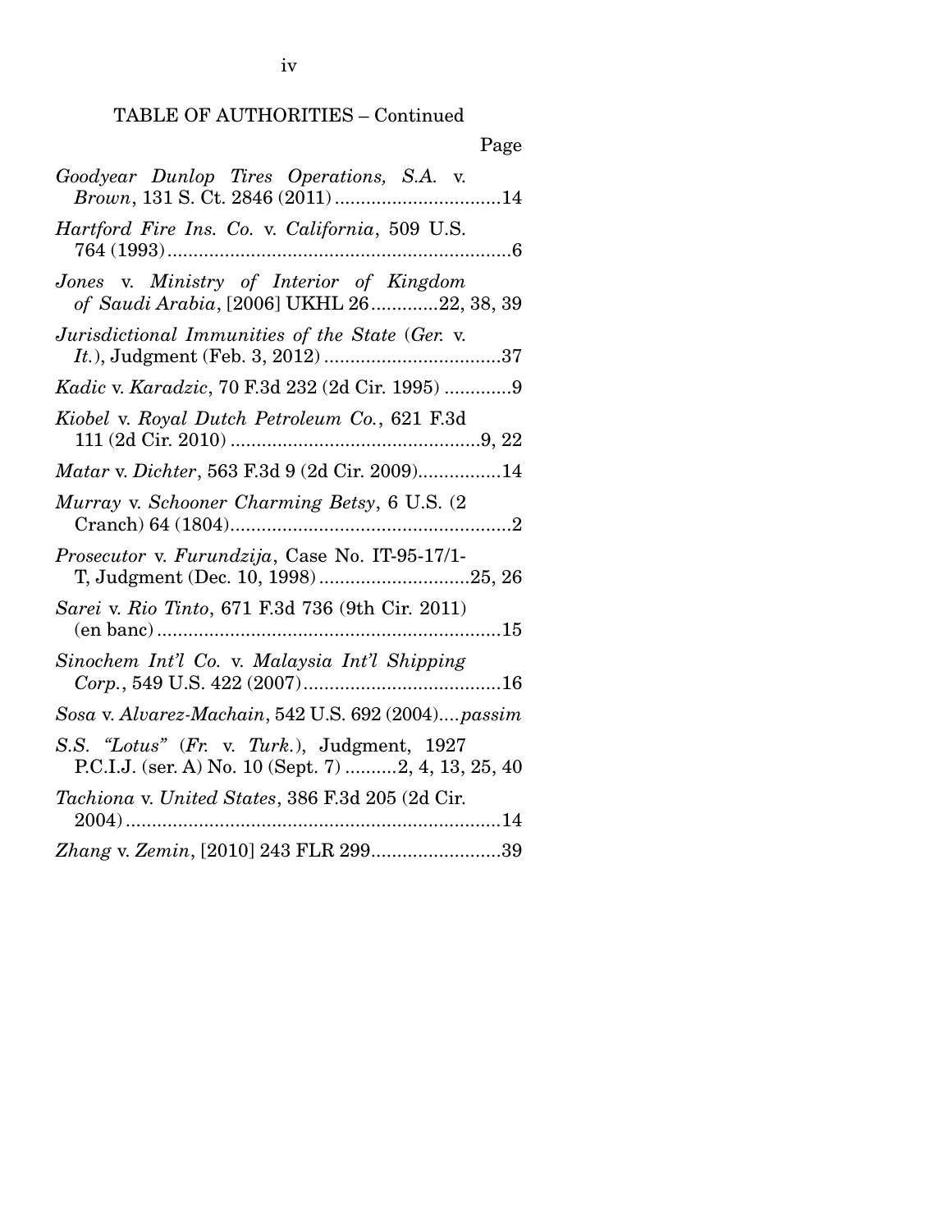TABLE OF AUTHORITIES – Continued

Page

*Goodyear Dunlop Tires Operations, S.A.* v. *Brown*, 131 S. Ct. 2846 (2011)................................14

*Hartford Fire Ins. Co.* v. *California*, 509 U.S. 764 (1993)..................................................................6

*Jones* v. *Ministry of Interior of Kingdom of Saudi Arabia*, [2006] UKHL 26.............22, 38, 39

*Jurisdictional Immunities of the State* (*Ger.* v. *It.*), Judgment (Feb. 3, 2012)..................................37

*Kadic* v. *Karadzic*, 70 F.3d 232 (2d Cir. 1995) .............9

*Kiobel* v. *Royal Dutch Petroleum Co.*, 621 F.3d 111 (2d Cir. 2010)................................................9, 22

*Matar* v. *Dichter*, 563 F.3d 9 (2d Cir. 2009)................14

*Murray* v. *Schooner Charming Betsy*, 6 U.S. (2 Cranch) 64 (1804)......................................................2

*Prosecutor* v. *Furundzija*, Case No. IT-95-17/1-T, Judgment (Dec. 10, 1998).............................25, 26

*Sarei* v. *Rio Tinto*, 671 F.3d 736 (9th Cir. 2011) (en banc)..................................................................15

*Sinochem Int'l Co.* v. *Malaysia Int'l Shipping Corp.*, 549 U.S. 422 (2007)......................................16

*Sosa* v. *Alvarez-Machain*, 542 U.S. 692 (2004)....*passim*

*S.S. "Lotus"* (*Fr.* v. *Turk.*), Judgment, 1927 P.C.I.J. (ser. A) No. 10 (Sept. 7)..........2, 4, 13, 25, 40

*Tachiona* v. *United States*, 386 F.3d 205 (2d Cir. 2004)........................................................................14

*Zhang* v. *Zemin*, [2010] 243 FLR 299.........................39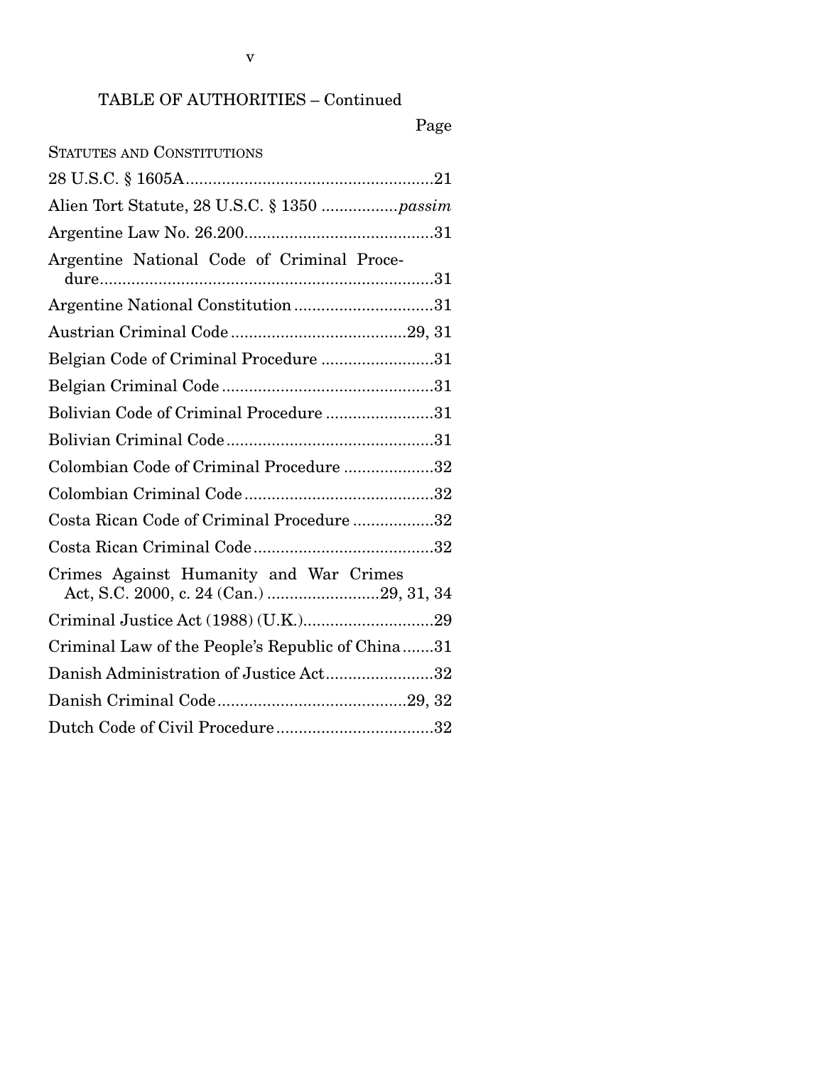TABLE OF AUTHORITIES – Continued

Page

STATUTES AND CONSTITUTIONS

28 U.S.C. § 1605A .......................................................21

Alien Tort Statute, 28 U.S.C. § 1350 .................*passim*

Argentine Law No. 26.200..........................................31

Argentine National Code of Criminal Procedure..........................................................................31

Argentine National Constitution ...............................31

Austrian Criminal Code .......................................29, 31

Belgian Code of Criminal Procedure .........................31

Belgian Criminal Code ...............................................31

Bolivian Code of Criminal Procedure ........................31

Bolivian Criminal Code..............................................31

Colombian Code of Criminal Procedure ....................32

Colombian Criminal Code..........................................32

Costa Rican Code of Criminal Procedure ..................32

Costa Rican Criminal Code........................................32

Crimes Against Humanity and War Crimes Act, S.C. 2000, c. 24 (Can.) .........................29, 31, 34

Criminal Justice Act (1988) (U.K.).............................29

Criminal Law of the People's Republic of China.......31

Danish Administration of Justice Act........................32

Danish Criminal Code..........................................29, 32

Dutch Code of Civil Procedure...................................32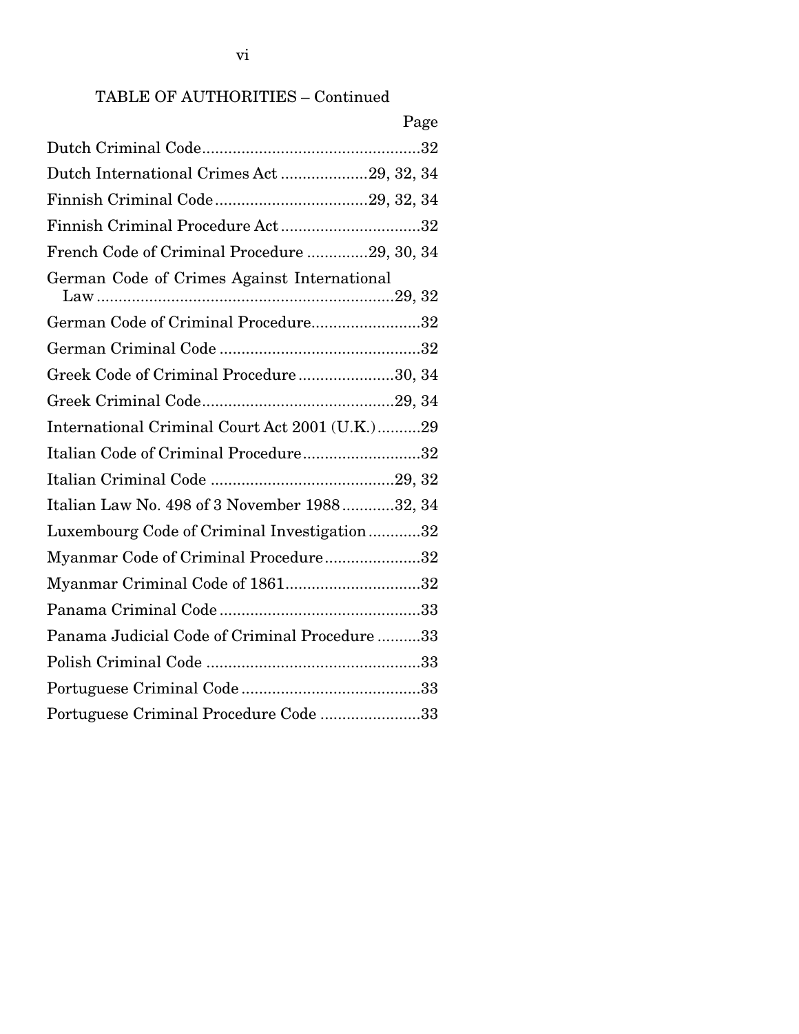TABLE OF AUTHORITIES – Continued

| | Page |
|---|---|
| Dutch Criminal Code | 32 |
| Dutch International Crimes Act | 29, 32, 34 |
| Finnish Criminal Code | 29, 32, 34 |
| Finnish Criminal Procedure Act | 32 |
| French Code of Criminal Procedure | 29, 30, 34 |
| German Code of Crimes Against International Law | 29, 32 |
| German Code of Criminal Procedure | 32 |
| German Criminal Code | 32 |
| Greek Code of Criminal Procedure | 30, 34 |
| Greek Criminal Code | 29, 34 |
| International Criminal Court Act 2001 (U.K.) | 29 |
| Italian Code of Criminal Procedure | 32 |
| Italian Criminal Code | 29, 32 |
| Italian Law No. 498 of 3 November 1988 | 32, 34 |
| Luxembourg Code of Criminal Investigation | 32 |
| Myanmar Code of Criminal Procedure | 32 |
| Myanmar Criminal Code of 1861 | 32 |
| Panama Criminal Code | 33 |
| Panama Judicial Code of Criminal Procedure | 33 |
| Polish Criminal Code | 33 |
| Portuguese Criminal Code | 33 |
| Portuguese Criminal Procedure Code | 33 |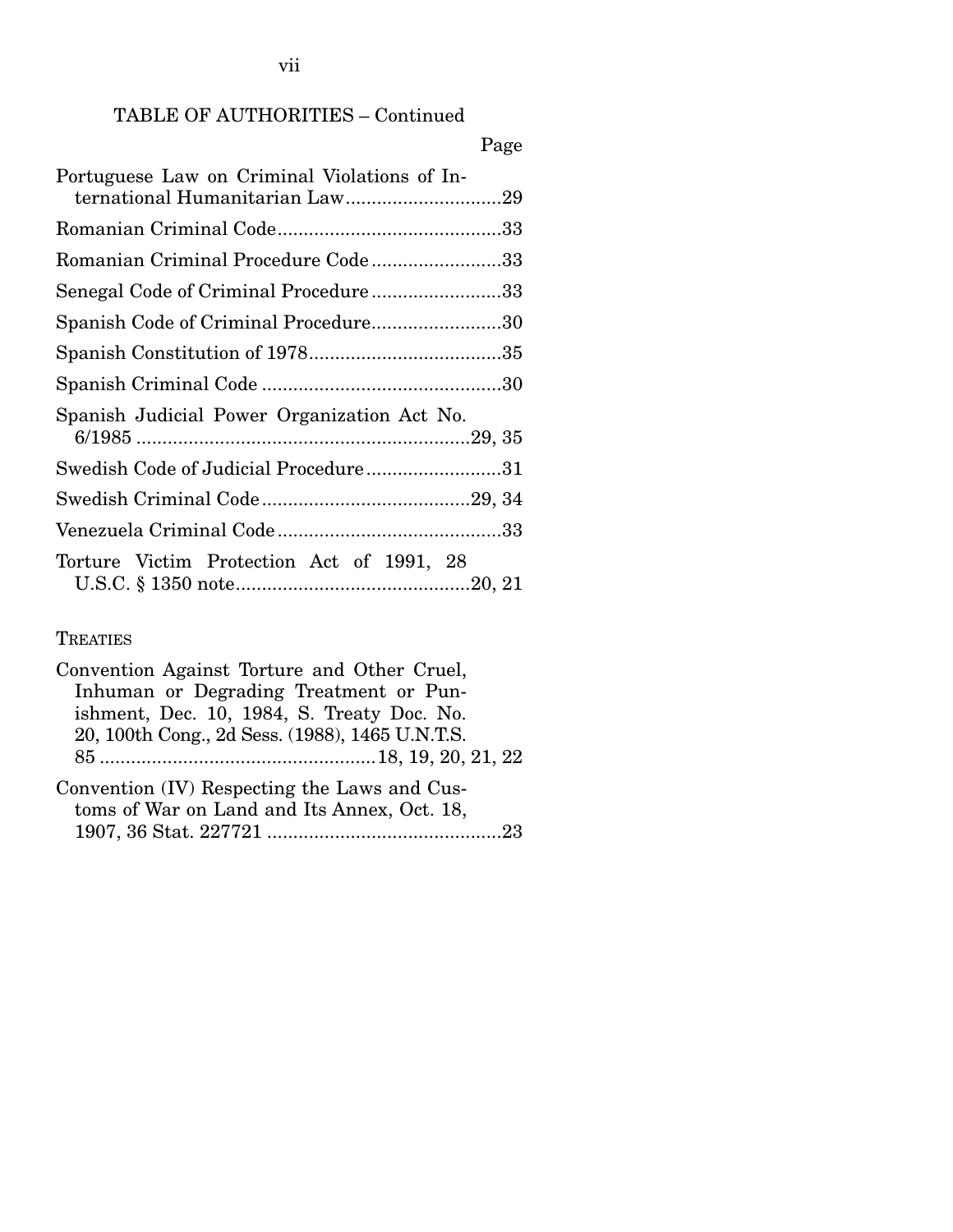TABLE OF AUTHORITIES – Continued

Page

Portuguese Law on Criminal Violations of International Humanitarian Law..............................29

Romanian Criminal Code...........................................33

Romanian Criminal Procedure Code.........................33

Senegal Code of Criminal Procedure.........................33

Spanish Code of Criminal Procedure.........................30

Spanish Constitution of 1978.....................................35

Spanish Criminal Code ..............................................30

Spanish Judicial Power Organization Act No. 6/1985 ...............................................................29, 35

Swedish Code of Judicial Procedure..........................31

Swedish Criminal Code........................................29, 34

Venezuela Criminal Code...........................................33

Torture Victim Protection Act of 1991, 28 U.S.C. § 1350 note............................................20, 21

TREATIES

Convention Against Torture and Other Cruel, Inhuman or Degrading Treatment or Punishment, Dec. 10, 1984, S. Treaty Doc. No. 20, 100th Cong., 2d Sess. (1988), 1465 U.N.T.S. 85 ....................................................18, 19, 20, 21, 22

Convention (IV) Respecting the Laws and Customs of War on Land and Its Annex, Oct. 18, 1907, 36 Stat. 227721 .............................................23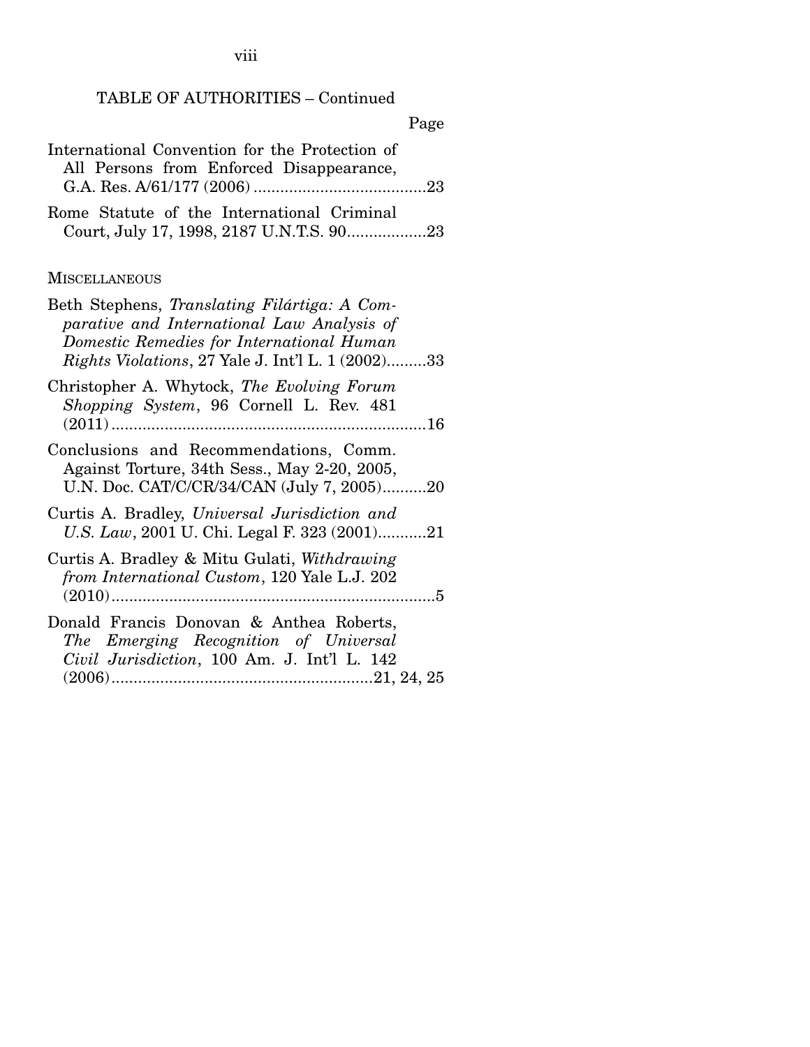TABLE OF AUTHORITIES – Continued

Page

International Convention for the Protection of All Persons from Enforced Disappearance, G.A. Res. A/61/177 (2006) .......................................23

Rome Statute of the International Criminal Court, July 17, 1998, 2187 U.N.T.S. 90..................23

MISCELLANEOUS

Beth Stephens, *Translating Filártiga: A Comparative and International Law Analysis of Domestic Remedies for International Human Rights Violations*, 27 Yale J. Int'l L. 1 (2002).........33

Christopher A. Whytock, *The Evolving Forum Shopping System*, 96 Cornell L. Rev. 481 (2011) .......................................................................16

Conclusions and Recommendations, Comm. Against Torture, 34th Sess., May 2-20, 2005, U.N. Doc. CAT/C/CR/34/CAN (July 7, 2005)..........20

Curtis A. Bradley, *Universal Jurisdiction and U.S. Law*, 2001 U. Chi. Legal F. 323 (2001)...........21

Curtis A. Bradley & Mitu Gulati, *Withdrawing from International Custom*, 120 Yale L.J. 202 (2010).........................................................................5

Donald Francis Donovan & Anthea Roberts, *The Emerging Recognition of Universal Civil Jurisdiction*, 100 Am. J. Int'l L. 142 (2006)...........................................................21, 24, 25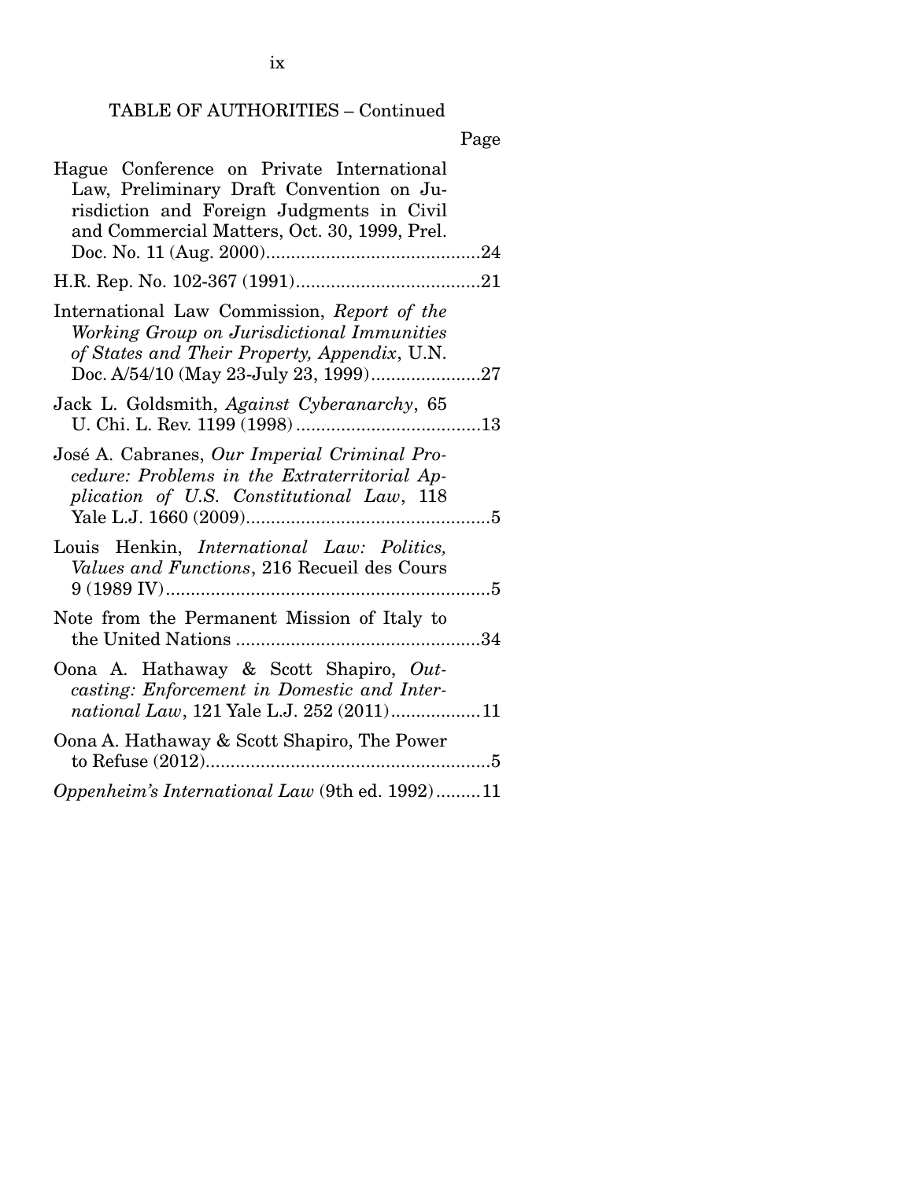TABLE OF AUTHORITIES – Continued

Page

Hague Conference on Private International Law, Preliminary Draft Convention on Jurisdiction and Foreign Judgments in Civil and Commercial Matters, Oct. 30, 1999, Prel. Doc. No. 11 (Aug. 2000)...........................................24

H.R. Rep. No. 102-367 (1991).....................................21

International Law Commission, *Report of the Working Group on Jurisdictional Immunities of States and Their Property, Appendix*, U.N. Doc. A/54/10 (May 23-July 23, 1999)......................27

Jack L. Goldsmith, *Against Cyberanarchy*, 65 U. Chi. L. Rev. 1199 (1998).....................................13

José A. Cabranes, *Our Imperial Criminal Procedure: Problems in the Extraterritorial Application of U.S. Constitutional Law*, 118 Yale L.J. 1660 (2009).................................................5

Louis Henkin, *International Law: Politics, Values and Functions*, 216 Recueil des Cours 9 (1989 IV).................................................................5

Note from the Permanent Mission of Italy to the United Nations .................................................34

Oona A. Hathaway & Scott Shapiro, *Outcasting: Enforcement in Domestic and International Law*, 121 Yale L.J. 252 (2011)..................11

Oona A. Hathaway & Scott Shapiro, The Power to Refuse (2012).........................................................5

*Oppenheim's International Law* (9th ed. 1992).........11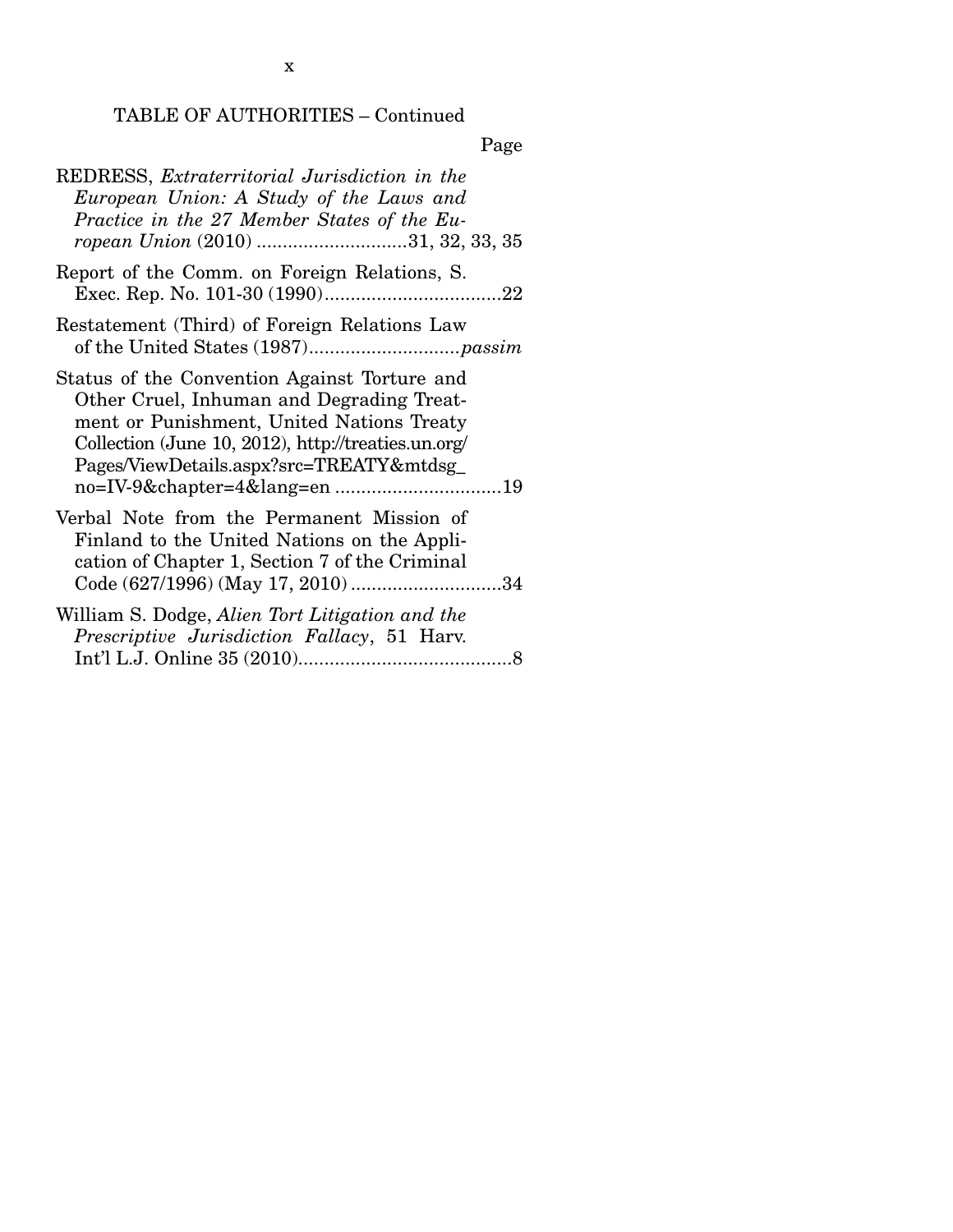TABLE OF AUTHORITIES – Continued

Page

REDRESS, *Extraterritorial Jurisdiction in the European Union: A Study of the Laws and Practice in the 27 Member States of the European Union* (2010) ............................31, 32, 33, 35

Report of the Comm. on Foreign Relations, S. Exec. Rep. No. 101-30 (1990)..................................22

Restatement (Third) of Foreign Relations Law of the United States (1987).............................*passim*

Status of the Convention Against Torture and Other Cruel, Inhuman and Degrading Treatment or Punishment, United Nations Treaty Collection (June 10, 2012), http://treaties.un.org/Pages/ViewDetails.aspx?src=TREATY&mtdsg_no=IV-9&chapter=4&lang=en ................................19

Verbal Note from the Permanent Mission of Finland to the United Nations on the Application of Chapter 1, Section 7 of the Criminal Code (627/1996) (May 17, 2010) ............................34

William S. Dodge, *Alien Tort Litigation and the Prescriptive Jurisdiction Fallacy*, 51 Harv. Int'l L.J. Online 35 (2010).........................................8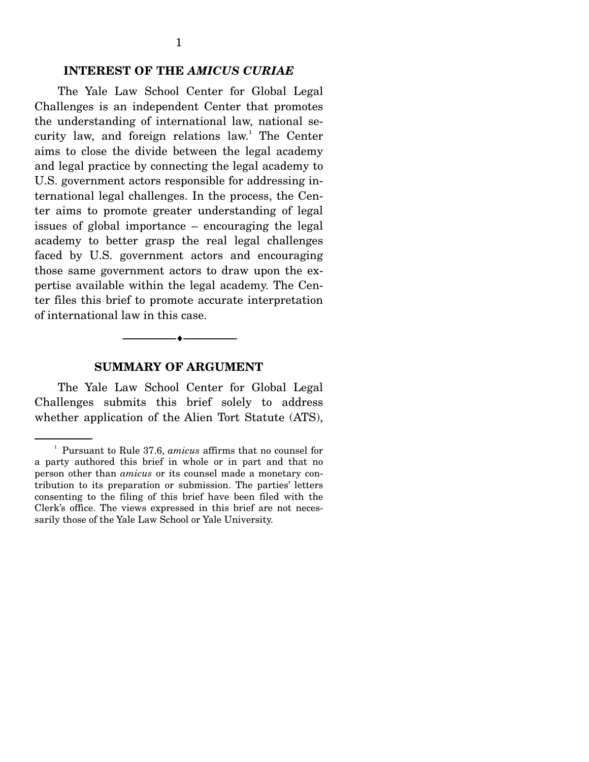## INTEREST OF THE *AMICUS CURIAE*

The Yale Law School Center for Global Legal Challenges is an independent Center that promotes the understanding of international law, national security law, and foreign relations law.[1] The Center aims to close the divide between the legal academy and legal practice by connecting the legal academy to U.S. government actors responsible for addressing international legal challenges. In the process, the Center aims to promote greater understanding of legal issues of global importance – encouraging the legal academy to better grasp the real legal challenges faced by U.S. government actors and encouraging those same government actors to draw upon the expertise available within the legal academy. The Center files this brief to promote accurate interpretation of international law in this case.

## SUMMARY OF ARGUMENT

The Yale Law School Center for Global Legal Challenges submits this brief solely to address whether application of the Alien Tort Statute (ATS),

---

[1] Pursuant to Rule 37.6, *amicus* affirms that no counsel for a party authored this brief in whole or in part and that no person other than *amicus* or its counsel made a monetary contribution to its preparation or submission. The parties' letters consenting to the filing of this brief have been filed with the Clerk's office. The views expressed in this brief are not necessarily those of the Yale Law School or Yale University.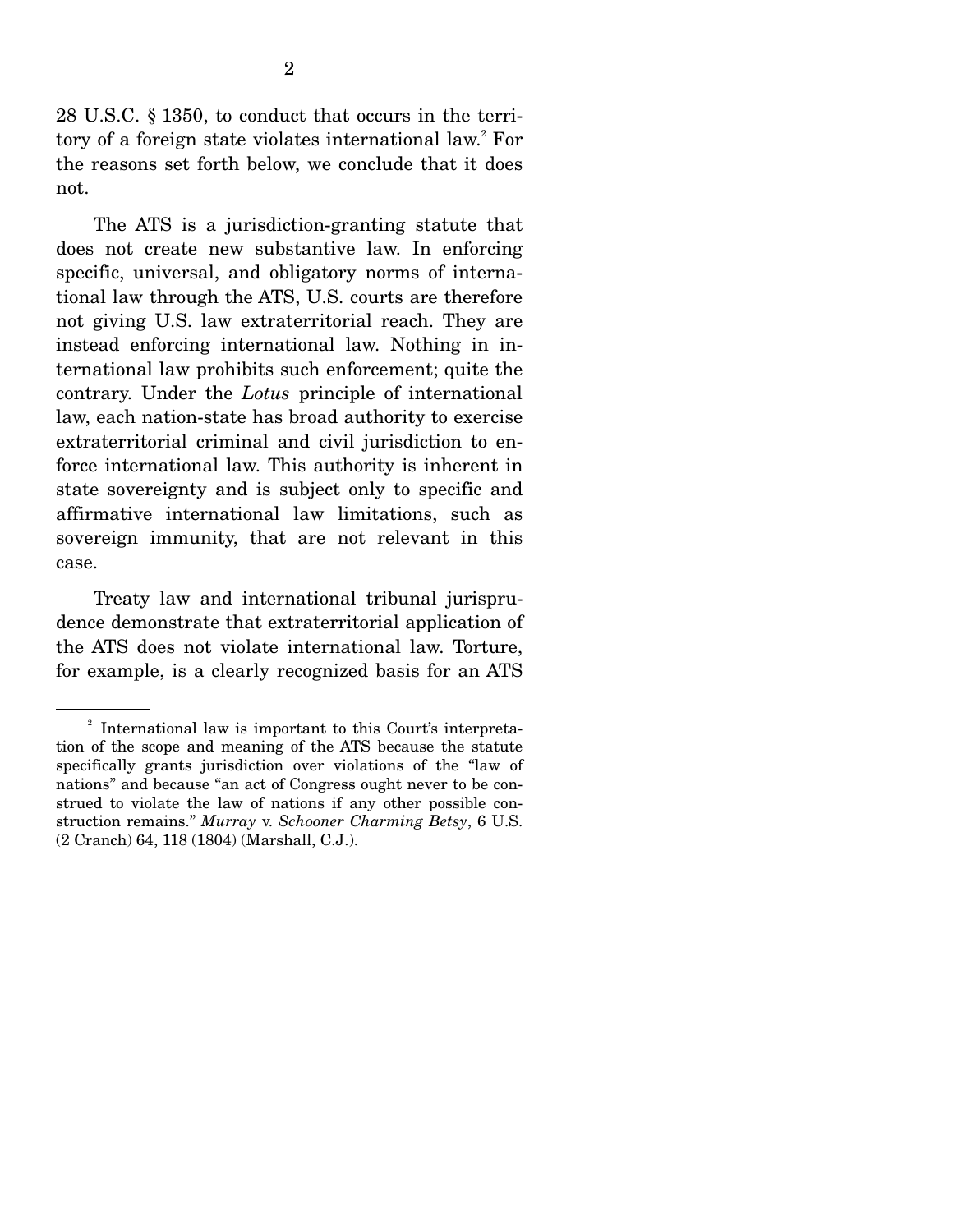28 U.S.C. § 1350, to conduct that occurs in the territory of a foreign state violates international law.[2] For the reasons set forth below, we conclude that it does not.

The ATS is a jurisdiction-granting statute that does not create new substantive law. In enforcing specific, universal, and obligatory norms of international law through the ATS, U.S. courts are therefore not giving U.S. law extraterritorial reach. They are instead enforcing international law. Nothing in international law prohibits such enforcement; quite the contrary. Under the *Lotus* principle of international law, each nation-state has broad authority to exercise extraterritorial criminal and civil jurisdiction to enforce international law. This authority is inherent in state sovereignty and is subject only to specific and affirmative international law limitations, such as sovereign immunity, that are not relevant in this case.

Treaty law and international tribunal jurisprudence demonstrate that extraterritorial application of the ATS does not violate international law. Torture, for example, is a clearly recognized basis for an ATS

---

[2] International law is important to this Court's interpretation of the scope and meaning of the ATS because the statute specifically grants jurisdiction over violations of the "law of nations" and because "an act of Congress ought never to be construed to violate the law of nations if any other possible construction remains." *Murray* v. *Schooner Charming Betsy*, 6 U.S. (2 Cranch) 64, 118 (1804) (Marshall, C.J.).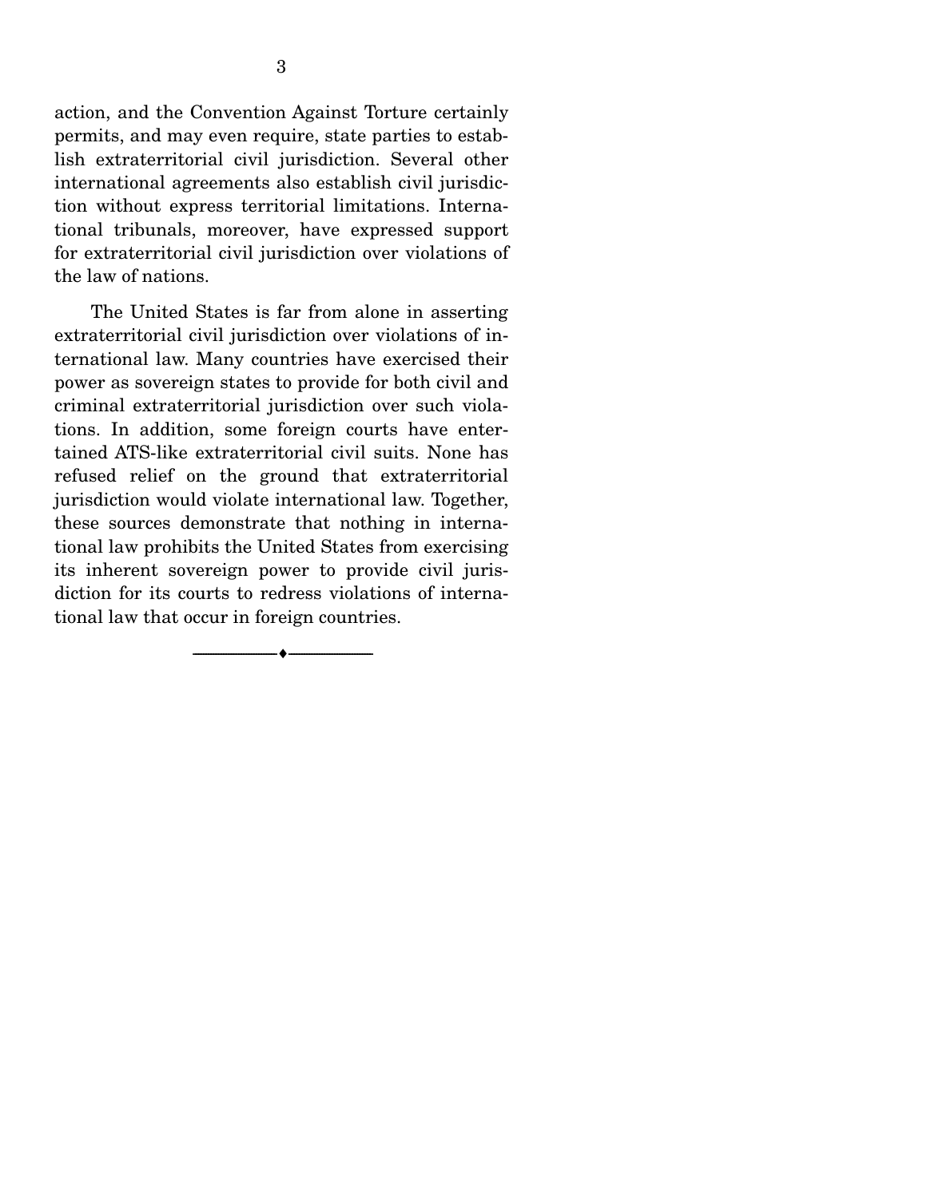action, and the Convention Against Torture certainly permits, and may even require, state parties to establish extraterritorial civil jurisdiction. Several other international agreements also establish civil jurisdiction without express territorial limitations. International tribunals, moreover, have expressed support for extraterritorial civil jurisdiction over violations of the law of nations.

The United States is far from alone in asserting extraterritorial civil jurisdiction over violations of international law. Many countries have exercised their power as sovereign states to provide for both civil and criminal extraterritorial jurisdiction over such violations. In addition, some foreign courts have entertained ATS-like extraterritorial civil suits. None has refused relief on the ground that extraterritorial jurisdiction would violate international law. Together, these sources demonstrate that nothing in international law prohibits the United States from exercising its inherent sovereign power to provide civil jurisdiction for its courts to redress violations of international law that occur in foreign countries.

---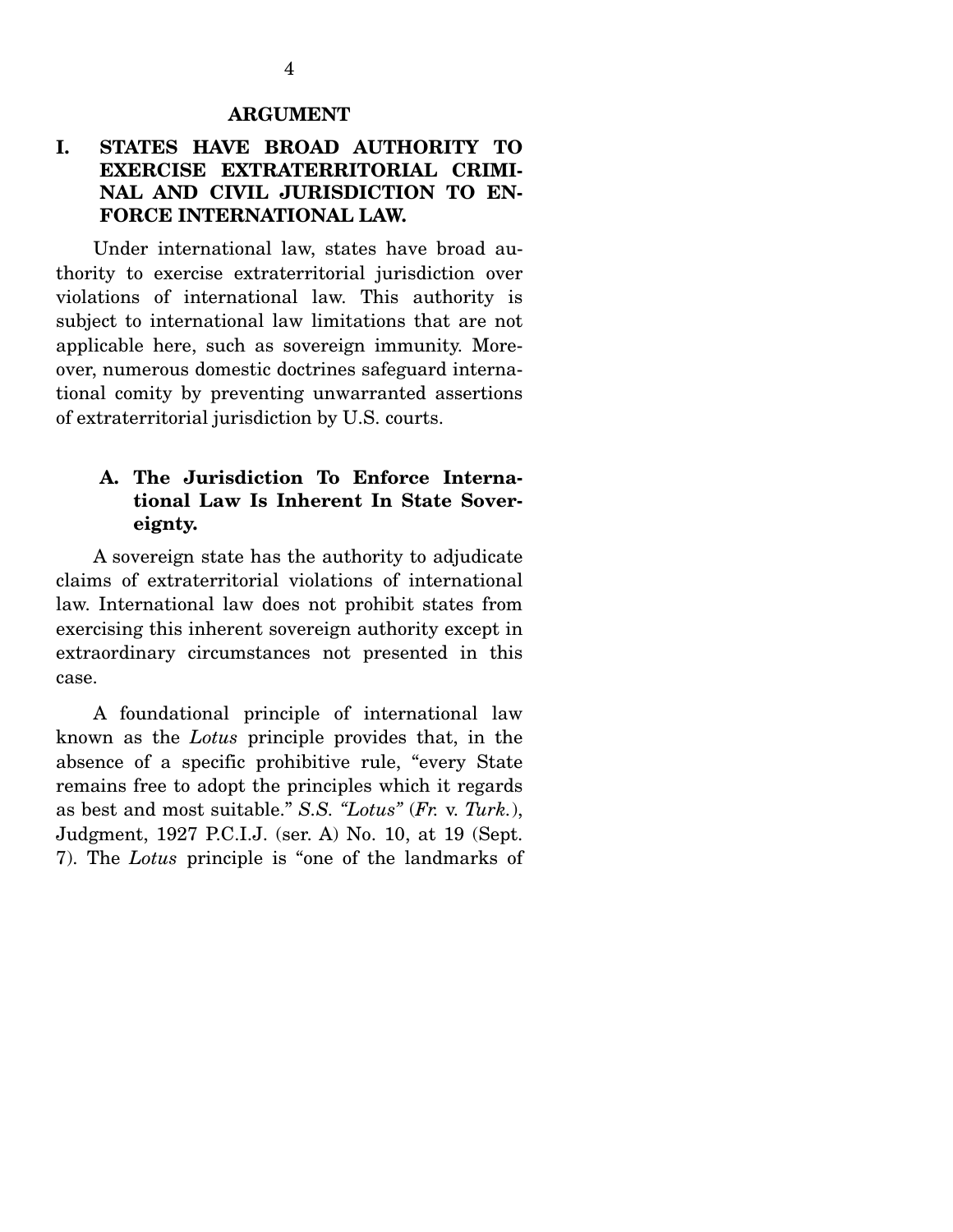## ARGUMENT

### I. STATES HAVE BROAD AUTHORITY TO EXERCISE EXTRATERRITORIAL CRIMINAL AND CIVIL JURISDICTION TO ENFORCE INTERNATIONAL LAW.

Under international law, states have broad authority to exercise extraterritorial jurisdiction over violations of international law. This authority is subject to international law limitations that are not applicable here, such as sovereign immunity. Moreover, numerous domestic doctrines safeguard international comity by preventing unwarranted assertions of extraterritorial jurisdiction by U.S. courts.

#### A. The Jurisdiction To Enforce International Law Is Inherent In State Sovereignty.

A sovereign state has the authority to adjudicate claims of extraterritorial violations of international law. International law does not prohibit states from exercising this inherent sovereign authority except in extraordinary circumstances not presented in this case.

A foundational principle of international law known as the *Lotus* principle provides that, in the absence of a specific prohibitive rule, "every State remains free to adopt the principles which it regards as best and most suitable." *S.S. "Lotus"* (*Fr.* v. *Turk.*), Judgment, 1927 P.C.I.J. (ser. A) No. 10, at 19 (Sept. 7). The *Lotus* principle is "one of the landmarks of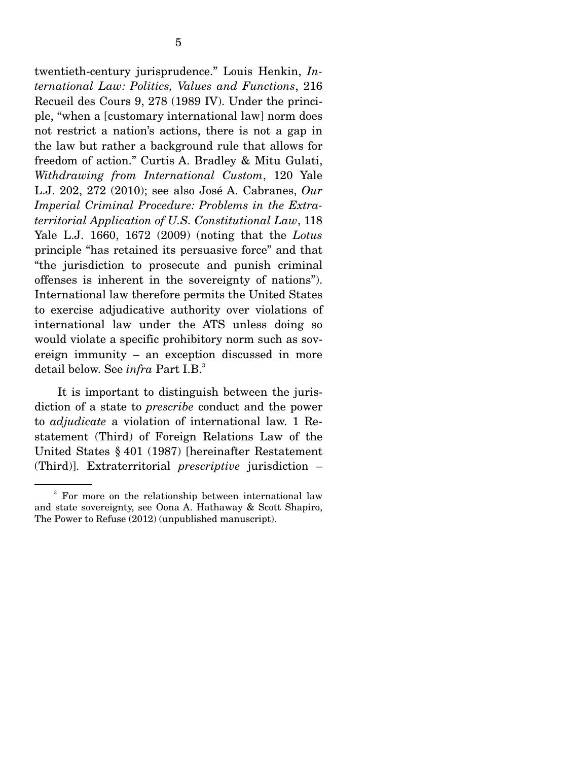twentieth-century jurisprudence." Louis Henkin, *International Law: Politics, Values and Functions*, 216 Recueil des Cours 9, 278 (1989 IV). Under the principle, "when a [customary international law] norm does not restrict a nation's actions, there is not a gap in the law but rather a background rule that allows for freedom of action." Curtis A. Bradley & Mitu Gulati, *Withdrawing from International Custom*, 120 Yale L.J. 202, 272 (2010); see also José A. Cabranes, *Our Imperial Criminal Procedure: Problems in the Extraterritorial Application of U.S. Constitutional Law*, 118 Yale L.J. 1660, 1672 (2009) (noting that the *Lotus* principle "has retained its persuasive force" and that "the jurisdiction to prosecute and punish criminal offenses is inherent in the sovereignty of nations"). International law therefore permits the United States to exercise adjudicative authority over violations of international law under the ATS unless doing so would violate a specific prohibitory norm such as sovereign immunity – an exception discussed in more detail below. See *infra* Part I.B.[3]

It is important to distinguish between the jurisdiction of a state to *prescribe* conduct and the power to *adjudicate* a violation of international law. 1 Restatement (Third) of Foreign Relations Law of the United States § 401 (1987) [hereinafter Restatement (Third)]. Extraterritorial *prescriptive* jurisdiction –

[3] For more on the relationship between international law and state sovereignty, see Oona A. Hathaway & Scott Shapiro, The Power to Refuse (2012) (unpublished manuscript).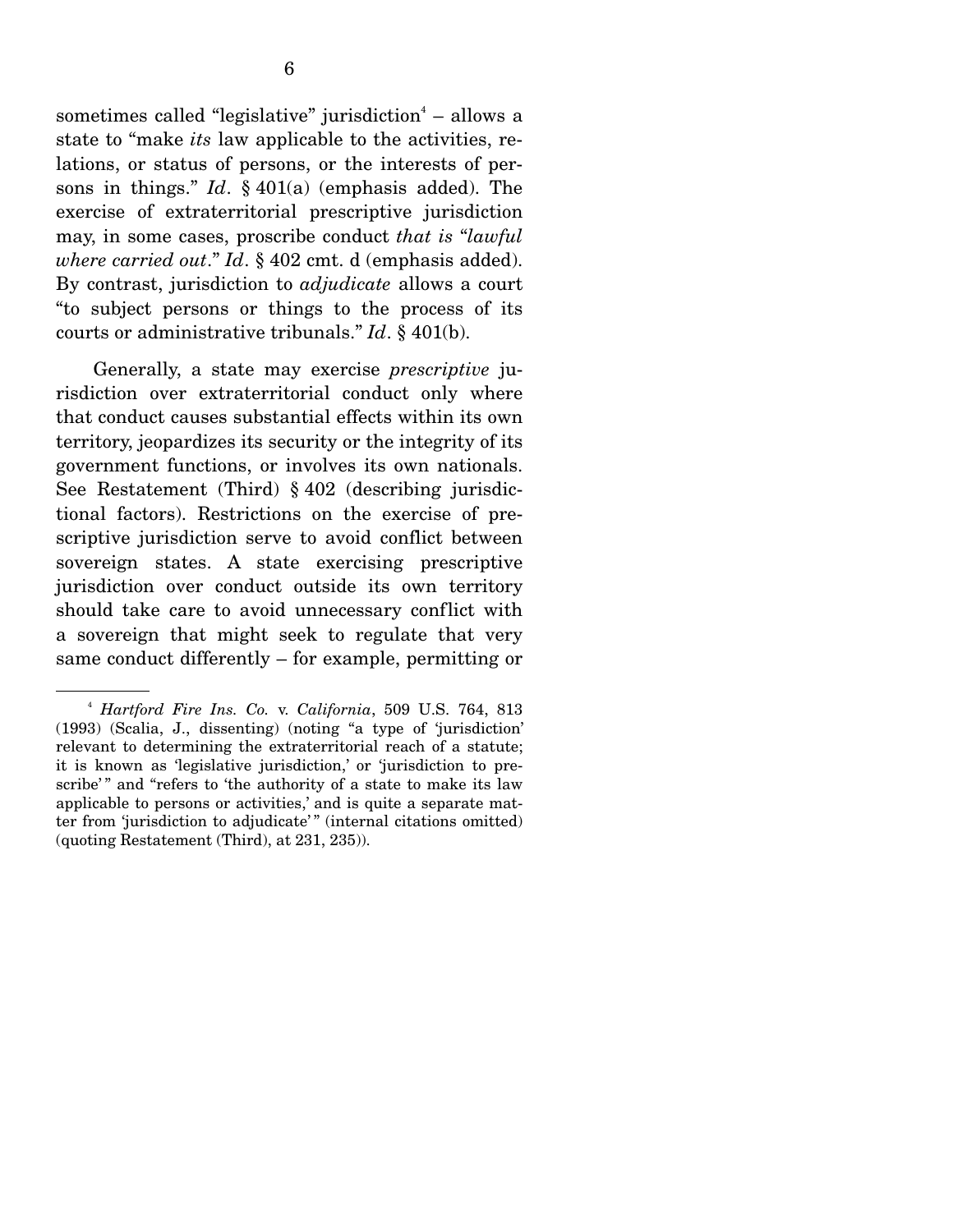sometimes called "legislative" jurisdiction[4] – allows a state to "make *its* law applicable to the activities, relations, or status of persons, or the interests of persons in things." *Id*. § 401(a) (emphasis added). The exercise of extraterritorial prescriptive jurisdiction may, in some cases, proscribe conduct *that is "lawful where carried out*." *Id*. § 402 cmt. d (emphasis added). By contrast, jurisdiction to *adjudicate* allows a court "to subject persons or things to the process of its courts or administrative tribunals." *Id*. § 401(b).

Generally, a state may exercise *prescriptive* jurisdiction over extraterritorial conduct only where that conduct causes substantial effects within its own territory, jeopardizes its security or the integrity of its government functions, or involves its own nationals. See Restatement (Third) § 402 (describing jurisdictional factors). Restrictions on the exercise of prescriptive jurisdiction serve to avoid conflict between sovereign states. A state exercising prescriptive jurisdiction over conduct outside its own territory should take care to avoid unnecessary conflict with a sovereign that might seek to regulate that very same conduct differently – for example, permitting or

---

[4] *Hartford Fire Ins. Co.* v. *California*, 509 U.S. 764, 813 (1993) (Scalia, J., dissenting) (noting "a type of 'jurisdiction' relevant to determining the extraterritorial reach of a statute; it is known as 'legislative jurisdiction,' or 'jurisdiction to prescribe'" and "refers to 'the authority of a state to make its law applicable to persons or activities,' and is quite a separate matter from 'jurisdiction to adjudicate'" (internal citations omitted) (quoting Restatement (Third), at 231, 235)).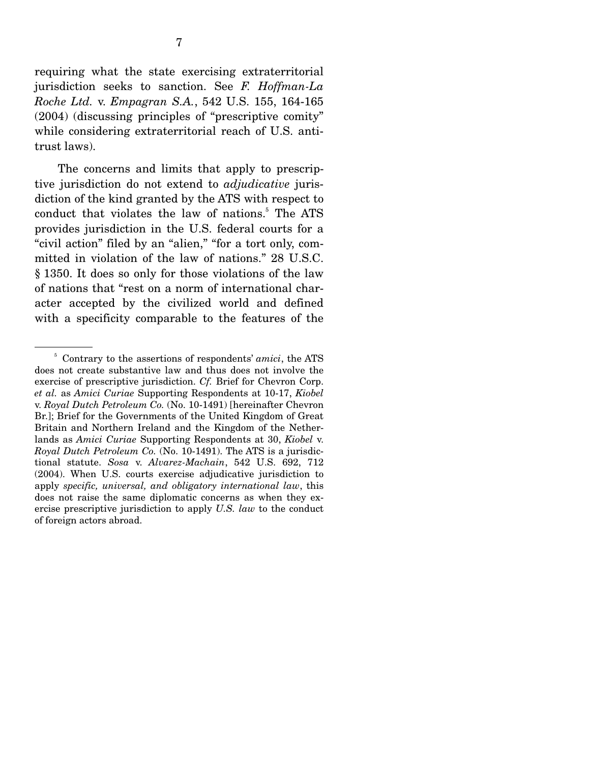requiring what the state exercising extraterritorial jurisdiction seeks to sanction. See *F. Hoffman-La Roche Ltd.* v. *Empagran S.A.*, 542 U.S. 155, 164-165 (2004) (discussing principles of "prescriptive comity" while considering extraterritorial reach of U.S. antitrust laws).

The concerns and limits that apply to prescriptive jurisdiction do not extend to *adjudicative* jurisdiction of the kind granted by the ATS with respect to conduct that violates the law of nations.[5] The ATS provides jurisdiction in the U.S. federal courts for a "civil action" filed by an "alien," "for a tort only, committed in violation of the law of nations." 28 U.S.C. § 1350. It does so only for those violations of the law of nations that "rest on a norm of international character accepted by the civilized world and defined with a specificity comparable to the features of the

---

[5] Contrary to the assertions of respondents' *amici*, the ATS does not create substantive law and thus does not involve the exercise of prescriptive jurisdiction. *Cf.* Brief for Chevron Corp. *et al.* as *Amici Curiae* Supporting Respondents at 10-17, *Kiobel* v. *Royal Dutch Petroleum Co.* (No. 10-1491) [hereinafter Chevron Br.]; Brief for the Governments of the United Kingdom of Great Britain and Northern Ireland and the Kingdom of the Netherlands as *Amici Curiae* Supporting Respondents at 30, *Kiobel* v. *Royal Dutch Petroleum Co.* (No. 10-1491). The ATS is a jurisdictional statute. *Sosa* v. *Alvarez-Machain*, 542 U.S. 692, 712 (2004). When U.S. courts exercise adjudicative jurisdiction to apply *specific, universal, and obligatory international law*, this does not raise the same diplomatic concerns as when they exercise prescriptive jurisdiction to apply *U.S. law* to the conduct of foreign actors abroad.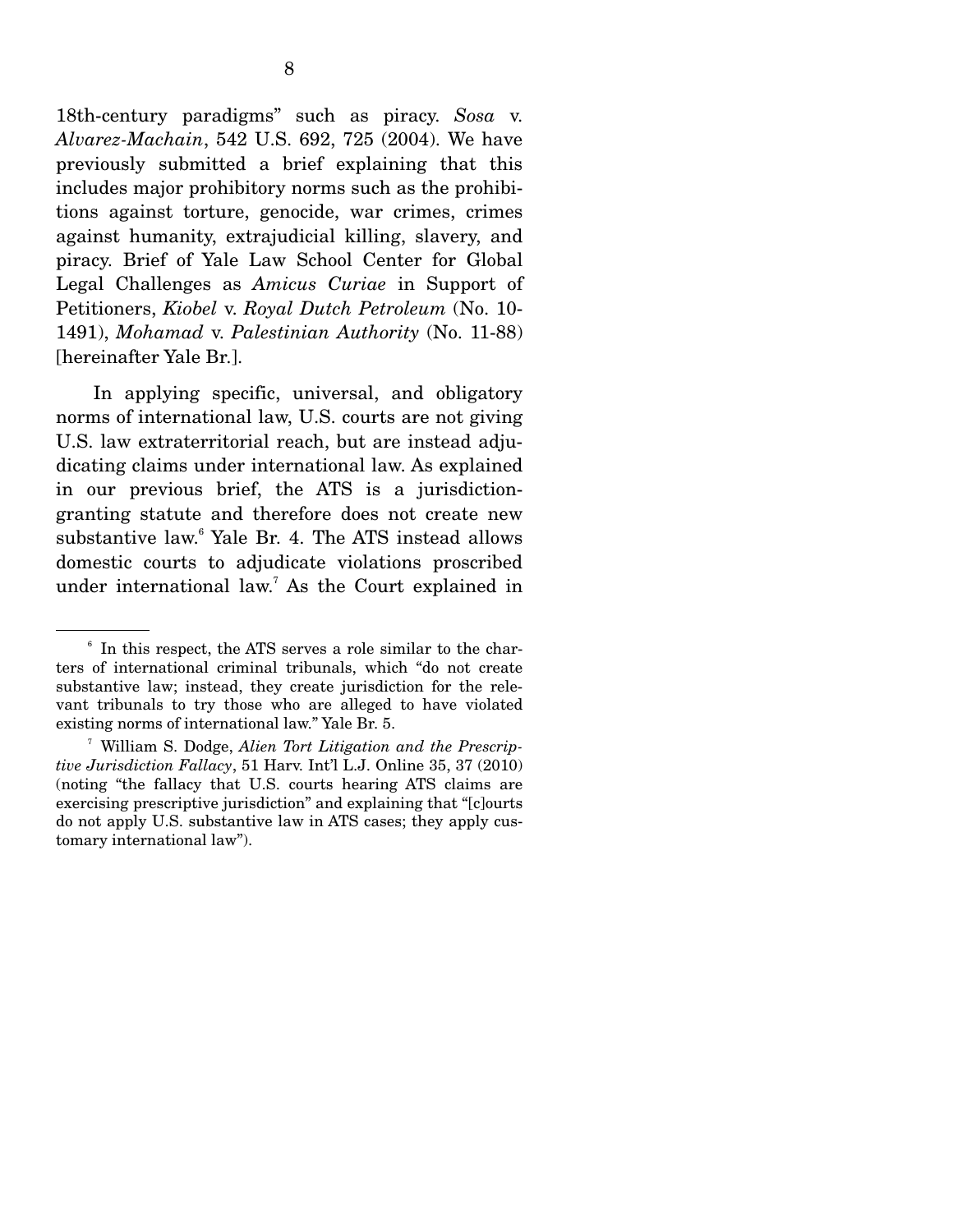18th-century paradigms" such as piracy. *Sosa* v. *Alvarez-Machain*, 542 U.S. 692, 725 (2004). We have previously submitted a brief explaining that this includes major prohibitory norms such as the prohibitions against torture, genocide, war crimes, crimes against humanity, extrajudicial killing, slavery, and piracy. Brief of Yale Law School Center for Global Legal Challenges as *Amicus Curiae* in Support of Petitioners, *Kiobel* v. *Royal Dutch Petroleum* (No. 10-1491), *Mohamad* v. *Palestinian Authority* (No. 11-88) [hereinafter Yale Br.].

In applying specific, universal, and obligatory norms of international law, U.S. courts are not giving U.S. law extraterritorial reach, but are instead adjudicating claims under international law. As explained in our previous brief, the ATS is a jurisdiction-granting statute and therefore does not create new substantive law.[6] Yale Br. 4. The ATS instead allows domestic courts to adjudicate violations proscribed under international law.[7] As the Court explained in

---

[6] In this respect, the ATS serves a role similar to the charters of international criminal tribunals, which "do not create substantive law; instead, they create jurisdiction for the relevant tribunals to try those who are alleged to have violated existing norms of international law." Yale Br. 5.

[7] William S. Dodge, *Alien Tort Litigation and the Prescriptive Jurisdiction Fallacy*, 51 Harv. Int'l L.J. Online 35, 37 (2010) (noting "the fallacy that U.S. courts hearing ATS claims are exercising prescriptive jurisdiction" and explaining that "[c]ourts do not apply U.S. substantive law in ATS cases; they apply customary international law").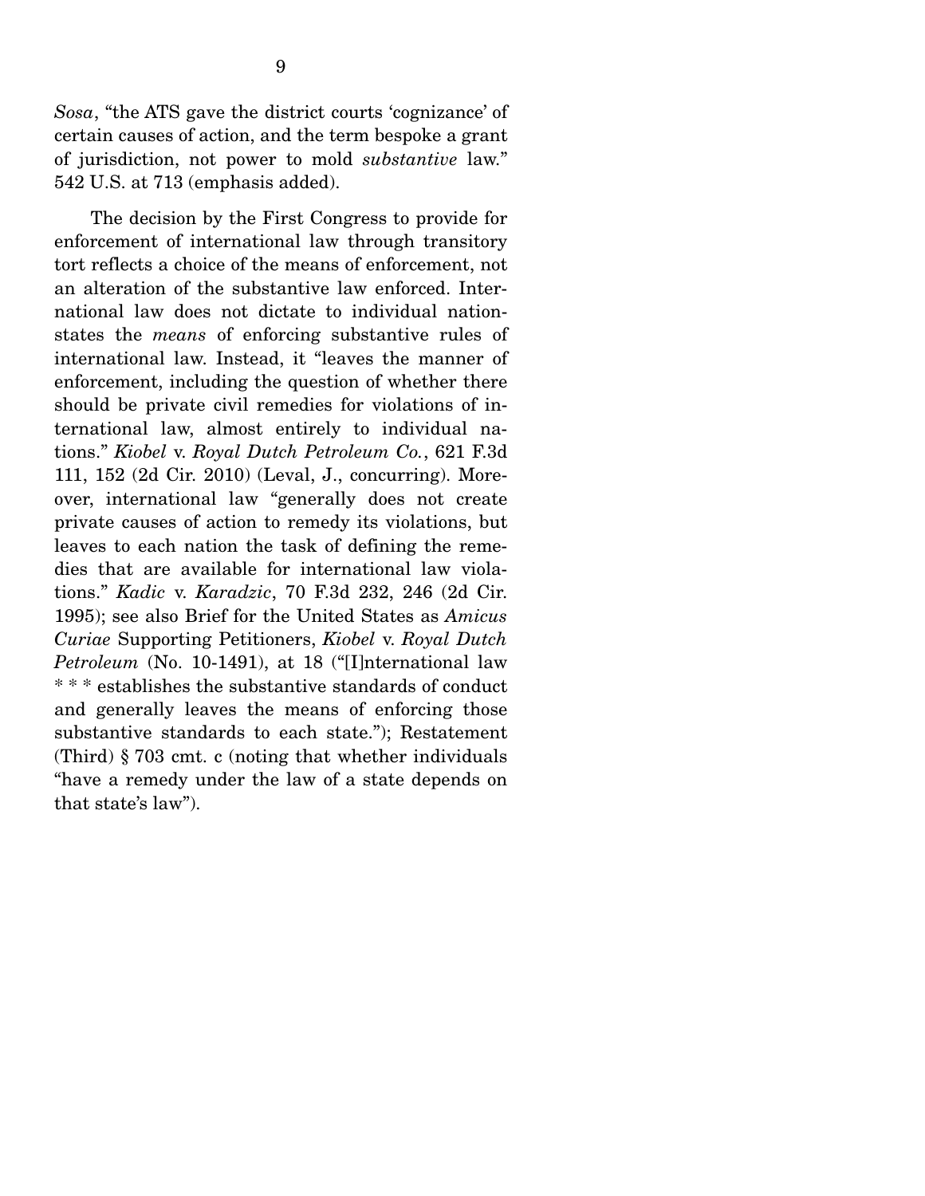*Sosa*, "the ATS gave the district courts 'cognizance' of certain causes of action, and the term bespoke a grant of jurisdiction, not power to mold *substantive* law." 542 U.S. at 713 (emphasis added).

The decision by the First Congress to provide for enforcement of international law through transitory tort reflects a choice of the means of enforcement, not an alteration of the substantive law enforced. International law does not dictate to individual nation-states the *means* of enforcing substantive rules of international law. Instead, it "leaves the manner of enforcement, including the question of whether there should be private civil remedies for violations of international law, almost entirely to individual nations." *Kiobel* v. *Royal Dutch Petroleum Co.*, 621 F.3d 111, 152 (2d Cir. 2010) (Leval, J., concurring). Moreover, international law "generally does not create private causes of action to remedy its violations, but leaves to each nation the task of defining the remedies that are available for international law violations." *Kadic* v. *Karadzic*, 70 F.3d 232, 246 (2d Cir. 1995); see also Brief for the United States as *Amicus Curiae* Supporting Petitioners, *Kiobel* v. *Royal Dutch Petroleum* (No. 10-1491), at 18 ("[I]nternational law * * * establishes the substantive standards of conduct and generally leaves the means of enforcing those substantive standards to each state."); Restatement (Third) § 703 cmt. c (noting that whether individuals "have a remedy under the law of a state depends on that state's law").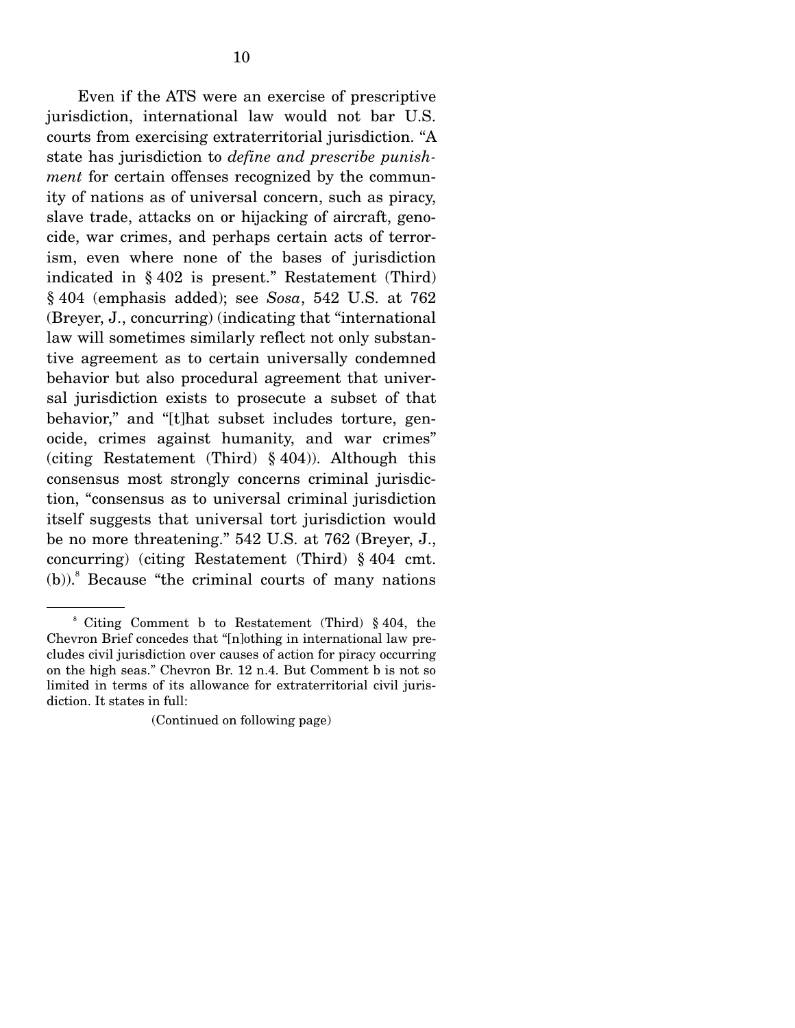Even if the ATS were an exercise of prescriptive jurisdiction, international law would not bar U.S. courts from exercising extraterritorial jurisdiction. "A state has jurisdiction to *define and prescribe punishment* for certain offenses recognized by the community of nations as of universal concern, such as piracy, slave trade, attacks on or hijacking of aircraft, genocide, war crimes, and perhaps certain acts of terrorism, even where none of the bases of jurisdiction indicated in § 402 is present." Restatement (Third) § 404 (emphasis added); see *Sosa*, 542 U.S. at 762 (Breyer, J., concurring) (indicating that "international law will sometimes similarly reflect not only substantive agreement as to certain universally condemned behavior but also procedural agreement that universal jurisdiction exists to prosecute a subset of that behavior," and "[t]hat subset includes torture, genocide, crimes against humanity, and war crimes" (citing Restatement (Third) § 404)). Although this consensus most strongly concerns criminal jurisdiction, "consensus as to universal criminal jurisdiction itself suggests that universal tort jurisdiction would be no more threatening." 542 U.S. at 762 (Breyer, J., concurring) (citing Restatement (Third) § 404 cmt. (b)).[8] Because "the criminal courts of many nations

---

[8] Citing Comment b to Restatement (Third) § 404, the Chevron Brief concedes that "[n]othing in international law precludes civil jurisdiction over causes of action for piracy occurring on the high seas." Chevron Br. 12 n.4. But Comment b is not so limited in terms of its allowance for extraterritorial civil jurisdiction. It states in full:

(Continued on following page)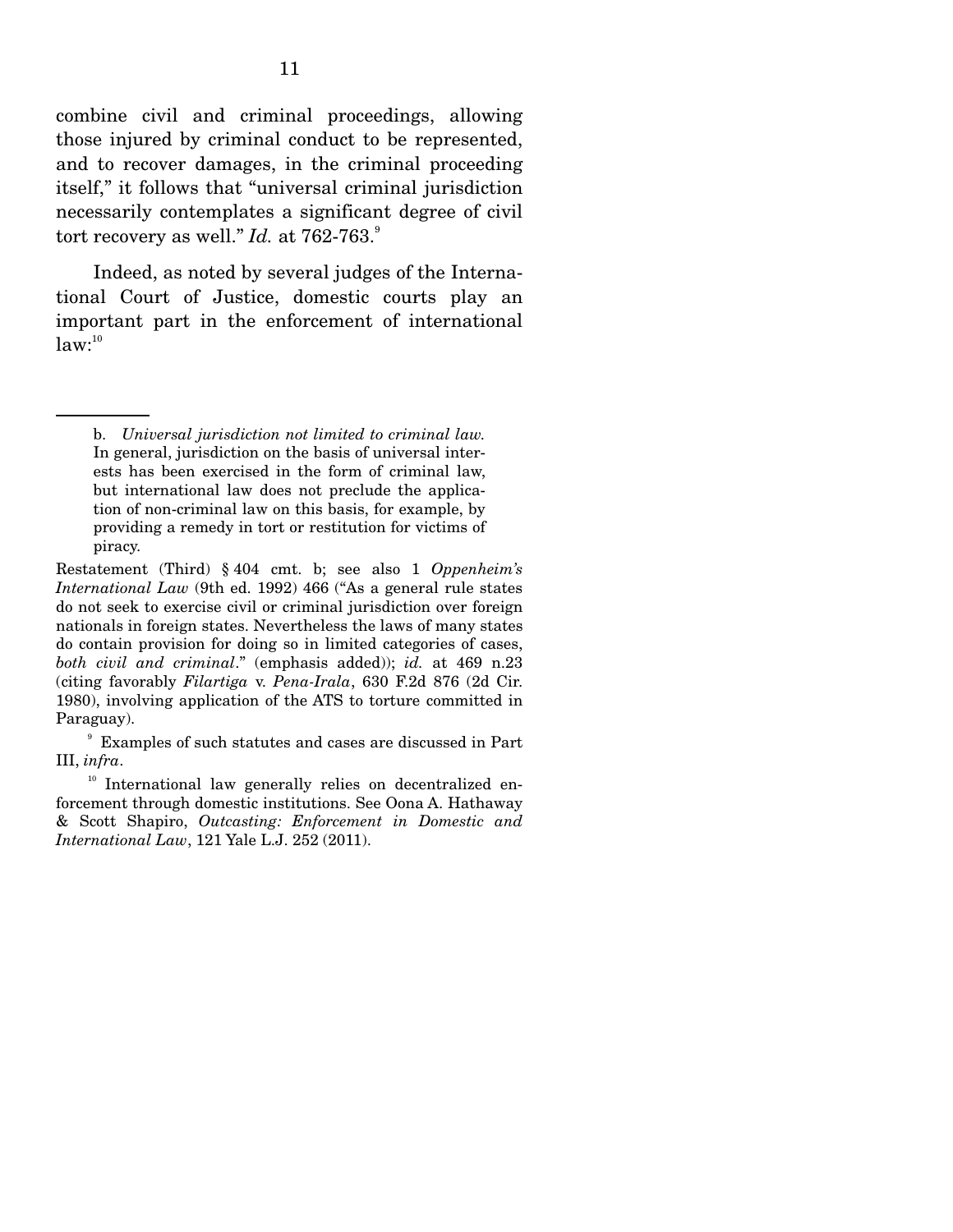combine civil and criminal proceedings, allowing those injured by criminal conduct to be represented, and to recover damages, in the criminal proceeding itself," it follows that "universal criminal jurisdiction necessarily contemplates a significant degree of civil tort recovery as well." *Id.* at 762-763.[9]

Indeed, as noted by several judges of the International Court of Justice, domestic courts play an important part in the enforcement of international law:[10]

---

> b. *Universal jurisdiction not limited to criminal law.* In general, jurisdiction on the basis of universal interests has been exercised in the form of criminal law, but international law does not preclude the application of non-criminal law on this basis, for example, by providing a remedy in tort or restitution for victims of piracy.

Restatement (Third) § 404 cmt. b; see also 1 *Oppenheim's International Law* (9th ed. 1992) 466 ("As a general rule states do not seek to exercise civil or criminal jurisdiction over foreign nationals in foreign states. Nevertheless the laws of many states do contain provision for doing so in limited categories of cases, *both civil and criminal*." (emphasis added)); *id.* at 469 n.23 (citing favorably *Filartiga* v. *Pena-Irala*, 630 F.2d 876 (2d Cir. 1980), involving application of the ATS to torture committed in Paraguay).

[9] Examples of such statutes and cases are discussed in Part III, *infra*.

[10] International law generally relies on decentralized enforcement through domestic institutions. See Oona A. Hathaway & Scott Shapiro, *Outcasting: Enforcement in Domestic and International Law*, 121 Yale L.J. 252 (2011).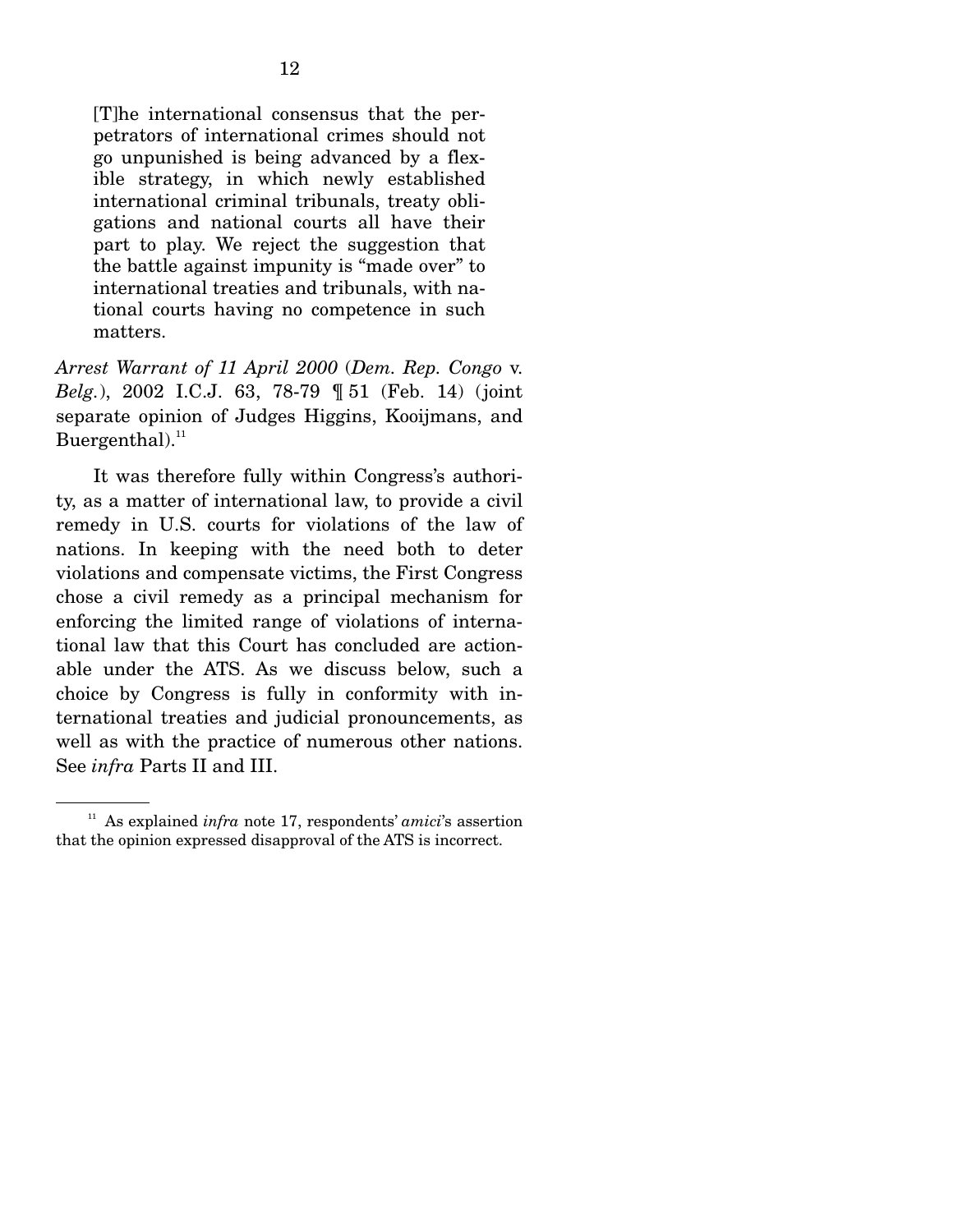> [T]he international consensus that the perpetrators of international crimes should not go unpunished is being advanced by a flexible strategy, in which newly established international criminal tribunals, treaty obligations and national courts all have their part to play. We reject the suggestion that the battle against impunity is "made over" to international treaties and tribunals, with national courts having no competence in such matters.

*Arrest Warrant of 11 April 2000* (*Dem. Rep. Congo* v. *Belg.*), 2002 I.C.J. 63, 78-79 ¶ 51 (Feb. 14) (joint separate opinion of Judges Higgins, Kooijmans, and Buergenthal).[11]

It was therefore fully within Congress's authority, as a matter of international law, to provide a civil remedy in U.S. courts for violations of the law of nations. In keeping with the need both to deter violations and compensate victims, the First Congress chose a civil remedy as a principal mechanism for enforcing the limited range of violations of international law that this Court has concluded are actionable under the ATS. As we discuss below, such a choice by Congress is fully in conformity with international treaties and judicial pronouncements, as well as with the practice of numerous other nations. See *infra* Parts II and III.

---

[11] As explained *infra* note 17, respondents' *amici*'s assertion that the opinion expressed disapproval of the ATS is incorrect.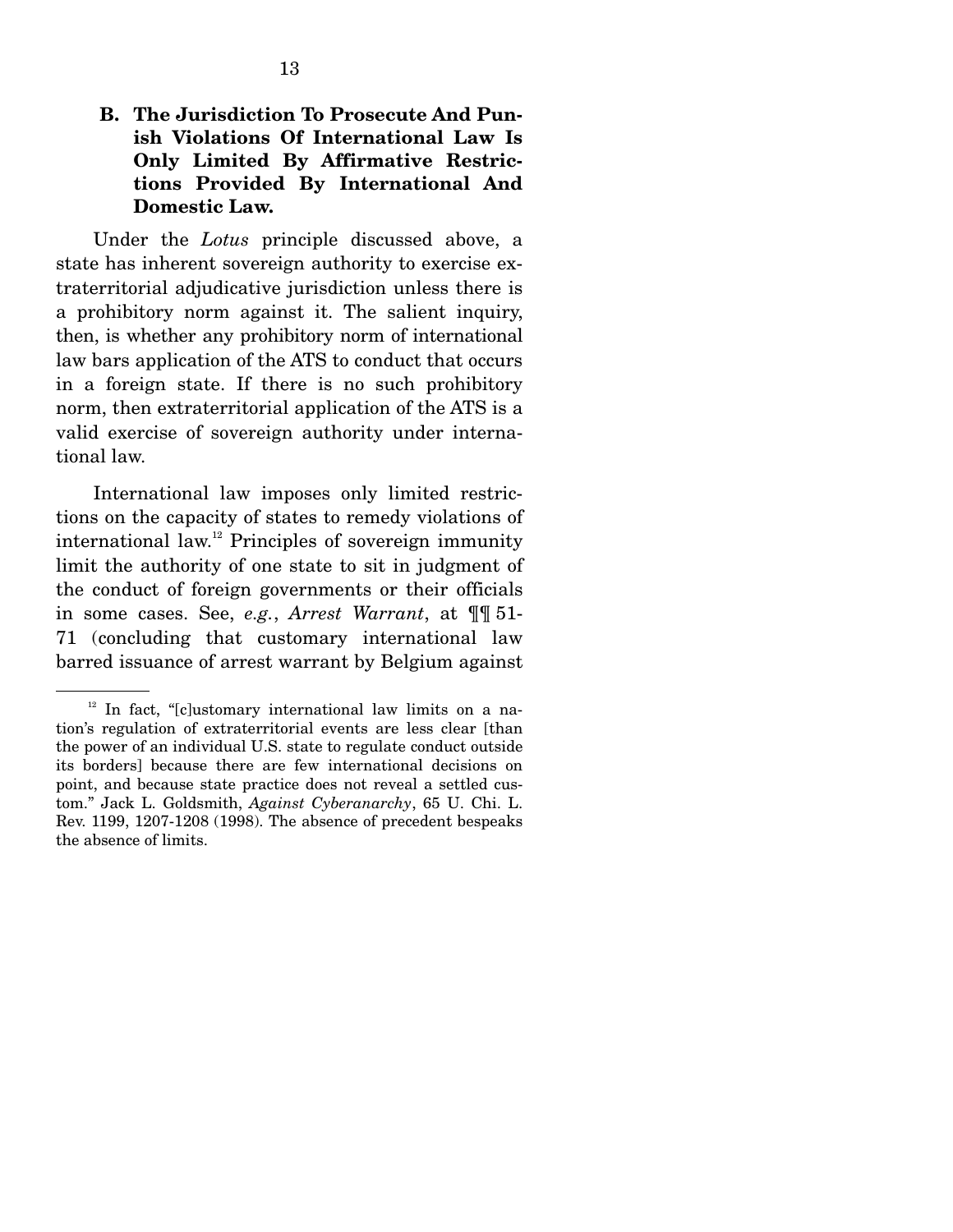### B. The Jurisdiction To Prosecute And Punish Violations Of International Law Is Only Limited By Affirmative Restrictions Provided By International And Domestic Law.

Under the *Lotus* principle discussed above, a state has inherent sovereign authority to exercise extraterritorial adjudicative jurisdiction unless there is a prohibitory norm against it. The salient inquiry, then, is whether any prohibitory norm of international law bars application of the ATS to conduct that occurs in a foreign state. If there is no such prohibitory norm, then extraterritorial application of the ATS is a valid exercise of sovereign authority under international law.

International law imposes only limited restrictions on the capacity of states to remedy violations of international law.[12] Principles of sovereign immunity limit the authority of one state to sit in judgment of the conduct of foreign governments or their officials in some cases. See, *e.g.*, *Arrest Warrant*, at ¶¶ 51-71 (concluding that customary international law barred issuance of arrest warrant by Belgium against

---

[12] In fact, "[c]ustomary international law limits on a nation's regulation of extraterritorial events are less clear [than the power of an individual U.S. state to regulate conduct outside its borders] because there are few international decisions on point, and because state practice does not reveal a settled custom." Jack L. Goldsmith, *Against Cyberanarchy*, 65 U. Chi. L. Rev. 1199, 1207-1208 (1998). The absence of precedent bespeaks the absence of limits.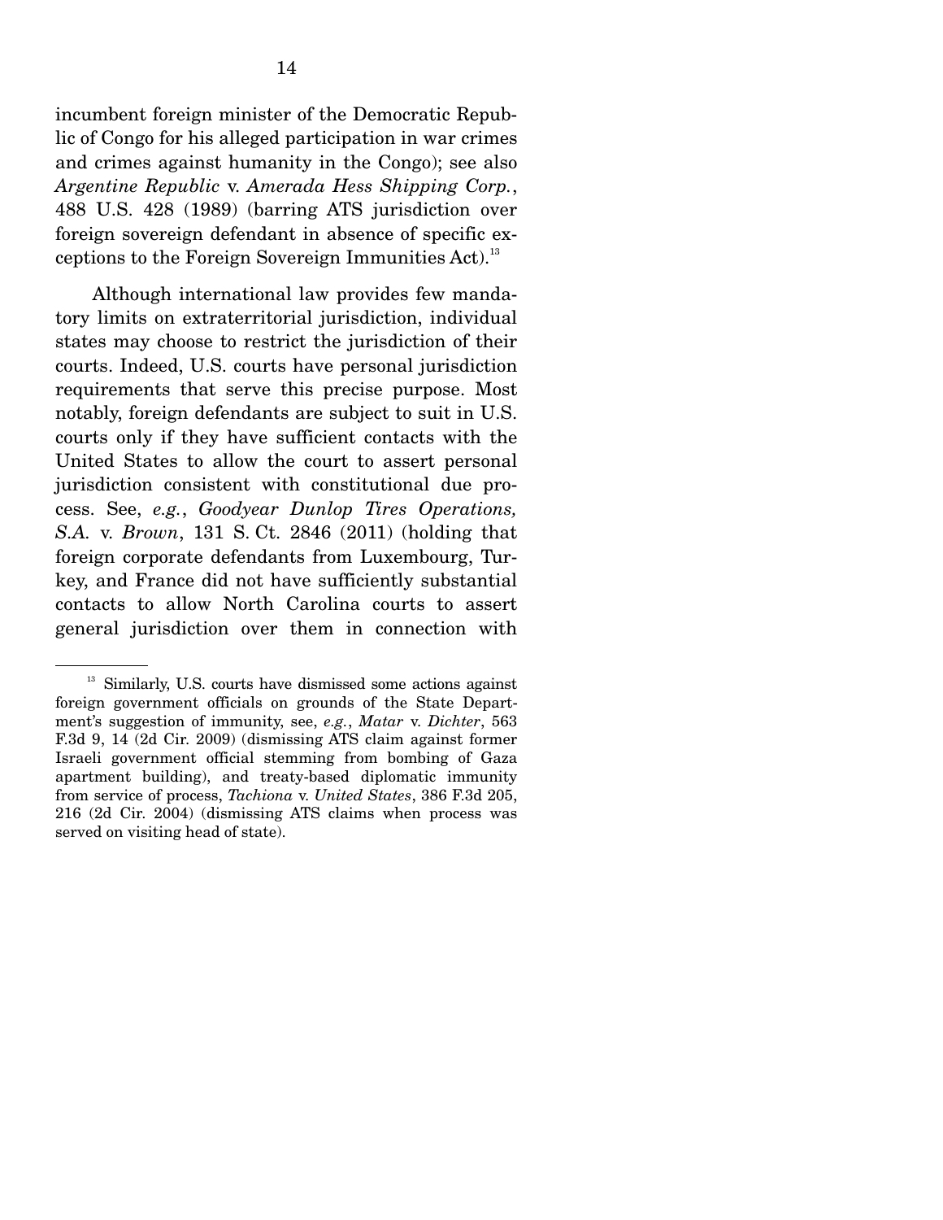incumbent foreign minister of the Democratic Republic of Congo for his alleged participation in war crimes and crimes against humanity in the Congo); see also *Argentine Republic* v. *Amerada Hess Shipping Corp.*, 488 U.S. 428 (1989) (barring ATS jurisdiction over foreign sovereign defendant in absence of specific exceptions to the Foreign Sovereign Immunities Act).[13]

Although international law provides few mandatory limits on extraterritorial jurisdiction, individual states may choose to restrict the jurisdiction of their courts. Indeed, U.S. courts have personal jurisdiction requirements that serve this precise purpose. Most notably, foreign defendants are subject to suit in U.S. courts only if they have sufficient contacts with the United States to allow the court to assert personal jurisdiction consistent with constitutional due process. See, *e.g.*, *Goodyear Dunlop Tires Operations, S.A.* v. *Brown*, 131 S. Ct. 2846 (2011) (holding that foreign corporate defendants from Luxembourg, Turkey, and France did not have sufficiently substantial contacts to allow North Carolina courts to assert general jurisdiction over them in connection with

---

[13] Similarly, U.S. courts have dismissed some actions against foreign government officials on grounds of the State Department's suggestion of immunity, see, *e.g.*, *Matar* v. *Dichter*, 563 F.3d 9, 14 (2d Cir. 2009) (dismissing ATS claim against former Israeli government official stemming from bombing of Gaza apartment building), and treaty-based diplomatic immunity from service of process, *Tachiona* v. *United States*, 386 F.3d 205, 216 (2d Cir. 2004) (dismissing ATS claims when process was served on visiting head of state).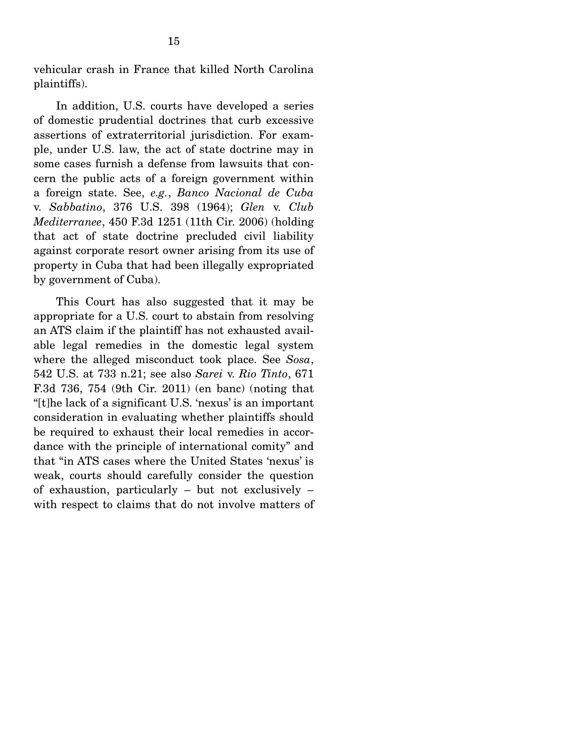vehicular crash in France that killed North Carolina plaintiffs).

In addition, U.S. courts have developed a series of domestic prudential doctrines that curb excessive assertions of extraterritorial jurisdiction. For example, under U.S. law, the act of state doctrine may in some cases furnish a defense from lawsuits that concern the public acts of a foreign government within a foreign state. See, *e.g.*, *Banco Nacional de Cuba* v. *Sabbatino*, 376 U.S. 398 (1964); *Glen* v. *Club Mediterranee*, 450 F.3d 1251 (11th Cir. 2006) (holding that act of state doctrine precluded civil liability against corporate resort owner arising from its use of property in Cuba that had been illegally expropriated by government of Cuba).

This Court has also suggested that it may be appropriate for a U.S. court to abstain from resolving an ATS claim if the plaintiff has not exhausted available legal remedies in the domestic legal system where the alleged misconduct took place. See *Sosa*, 542 U.S. at 733 n.21; see also *Sarei* v. *Rio Tinto*, 671 F.3d 736, 754 (9th Cir. 2011) (en banc) (noting that "[t]he lack of a significant U.S. 'nexus' is an important consideration in evaluating whether plaintiffs should be required to exhaust their local remedies in accordance with the principle of international comity" and that "in ATS cases where the United States 'nexus' is weak, courts should carefully consider the question of exhaustion, particularly – but not exclusively – with respect to claims that do not involve matters of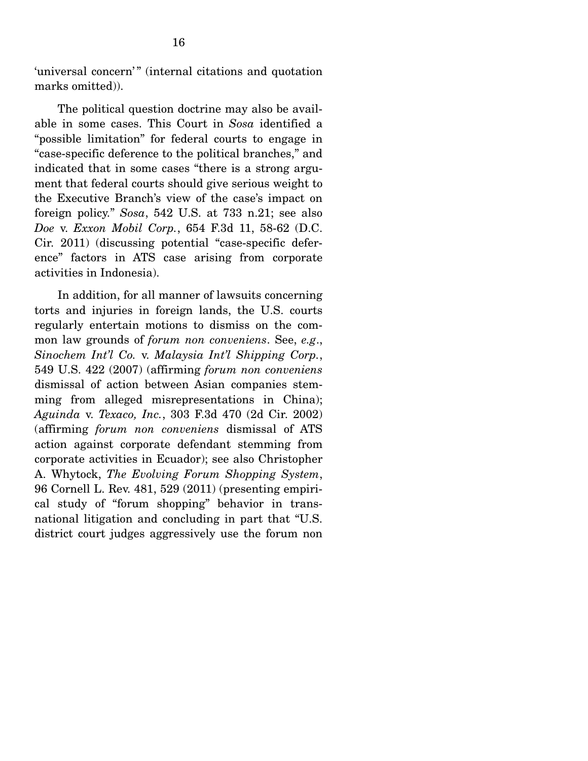'universal concern'" (internal citations and quotation marks omitted)).

The political question doctrine may also be available in some cases. This Court in *Sosa* identified a "possible limitation" for federal courts to engage in "case-specific deference to the political branches," and indicated that in some cases "there is a strong argument that federal courts should give serious weight to the Executive Branch's view of the case's impact on foreign policy." *Sosa*, 542 U.S. at 733 n.21; see also *Doe* v. *Exxon Mobil Corp.*, 654 F.3d 11, 58-62 (D.C. Cir. 2011) (discussing potential "case-specific deference" factors in ATS case arising from corporate activities in Indonesia).

In addition, for all manner of lawsuits concerning torts and injuries in foreign lands, the U.S. courts regularly entertain motions to dismiss on the common law grounds of *forum non conveniens*. See, *e.g.*, *Sinochem Int'l Co.* v. *Malaysia Int'l Shipping Corp.*, 549 U.S. 422 (2007) (affirming *forum non conveniens* dismissal of action between Asian companies stemming from alleged misrepresentations in China); *Aguinda* v. *Texaco, Inc.*, 303 F.3d 470 (2d Cir. 2002) (affirming *forum non conveniens* dismissal of ATS action against corporate defendant stemming from corporate activities in Ecuador); see also Christopher A. Whytock, *The Evolving Forum Shopping System*, 96 Cornell L. Rev. 481, 529 (2011) (presenting empirical study of "forum shopping" behavior in transnational litigation and concluding in part that "U.S. district court judges aggressively use the forum non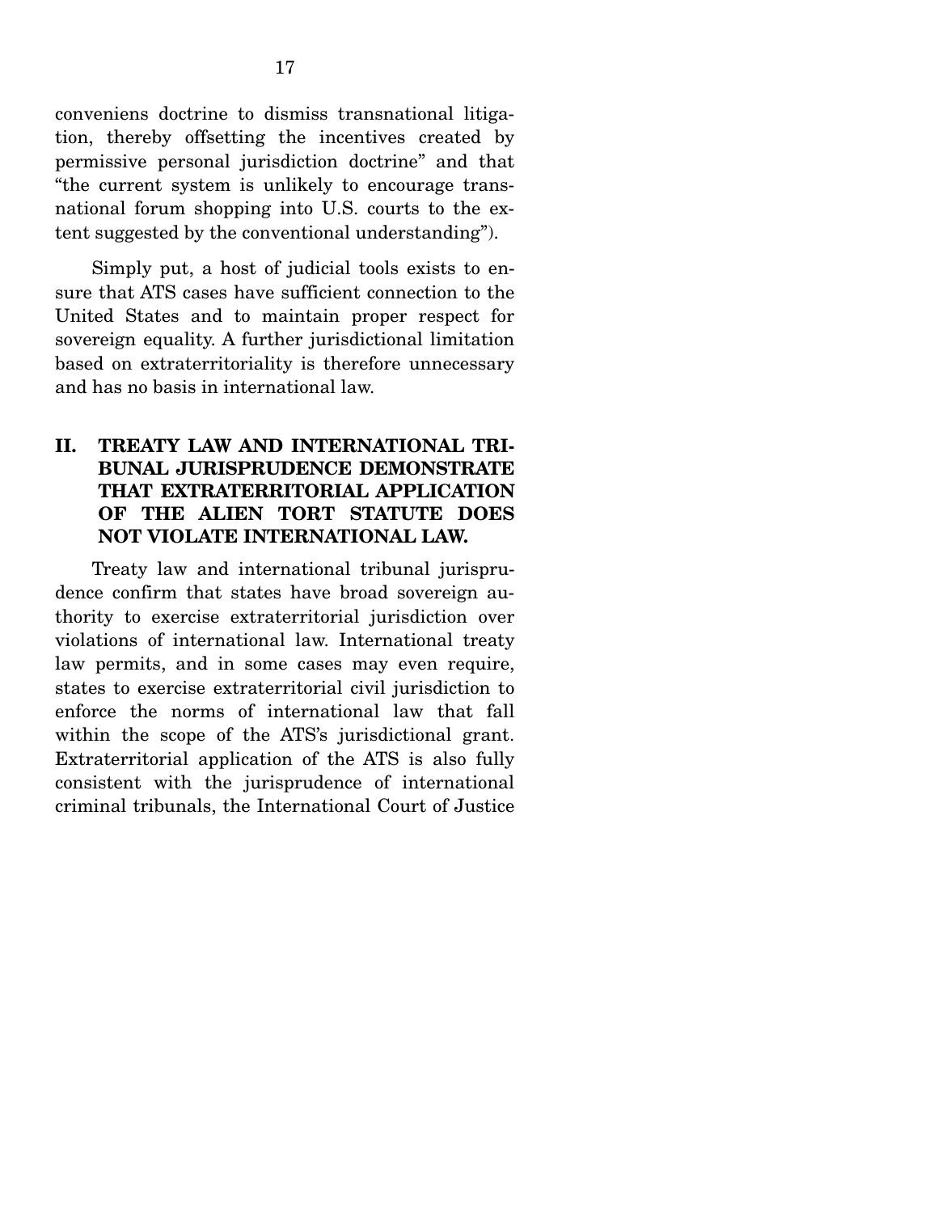conveniens doctrine to dismiss transnational litigation, thereby offsetting the incentives created by permissive personal jurisdiction doctrine" and that "the current system is unlikely to encourage transnational forum shopping into U.S. courts to the extent suggested by the conventional understanding").

Simply put, a host of judicial tools exists to ensure that ATS cases have sufficient connection to the United States and to maintain proper respect for sovereign equality. A further jurisdictional limitation based on extraterritoriality is therefore unnecessary and has no basis in international law.

## II. TREATY LAW AND INTERNATIONAL TRIBUNAL JURISPRUDENCE DEMONSTRATE THAT EXTRATERRITORIAL APPLICATION OF THE ALIEN TORT STATUTE DOES NOT VIOLATE INTERNATIONAL LAW.

Treaty law and international tribunal jurisprudence confirm that states have broad sovereign authority to exercise extraterritorial jurisdiction over violations of international law. International treaty law permits, and in some cases may even require, states to exercise extraterritorial civil jurisdiction to enforce the norms of international law that fall within the scope of the ATS's jurisdictional grant. Extraterritorial application of the ATS is also fully consistent with the jurisprudence of international criminal tribunals, the International Court of Justice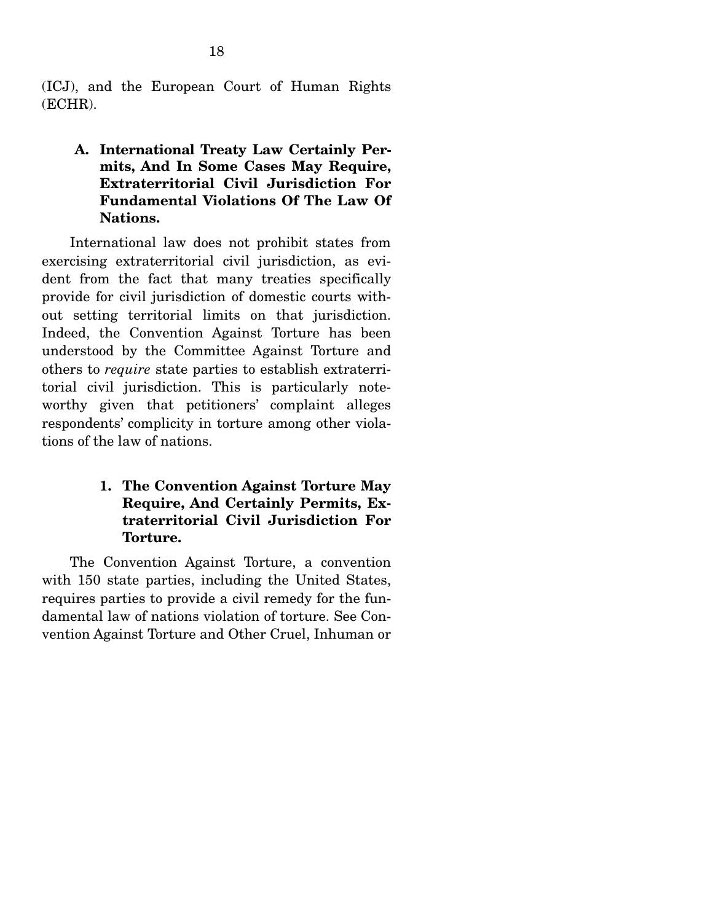(ICJ), and the European Court of Human Rights (ECHR).

### A. International Treaty Law Certainly Permits, And In Some Cases May Require, Extraterritorial Civil Jurisdiction For Fundamental Violations Of The Law Of Nations.

International law does not prohibit states from exercising extraterritorial civil jurisdiction, as evident from the fact that many treaties specifically provide for civil jurisdiction of domestic courts without setting territorial limits on that jurisdiction. Indeed, the Convention Against Torture has been understood by the Committee Against Torture and others to *require* state parties to establish extraterritorial civil jurisdiction. This is particularly noteworthy given that petitioners' complaint alleges respondents' complicity in torture among other violations of the law of nations.

#### 1. The Convention Against Torture May Require, And Certainly Permits, Extraterritorial Civil Jurisdiction For Torture.

The Convention Against Torture, a convention with 150 state parties, including the United States, requires parties to provide a civil remedy for the fundamental law of nations violation of torture. See Convention Against Torture and Other Cruel, Inhuman or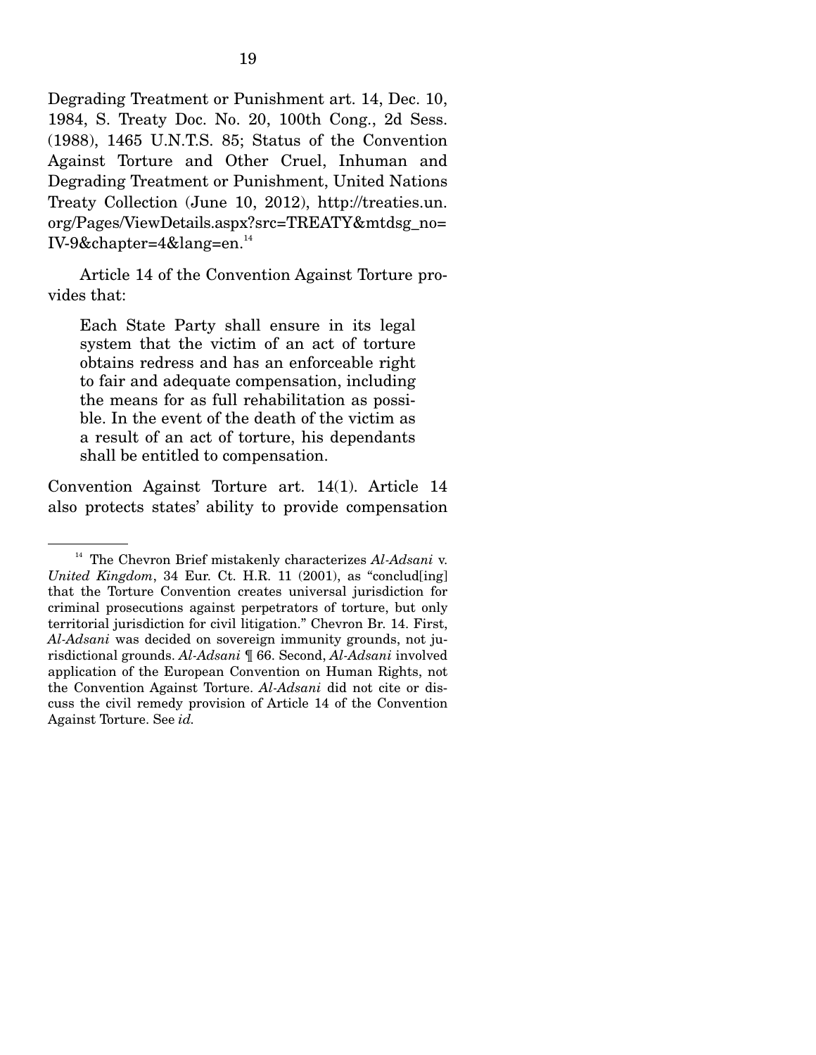Degrading Treatment or Punishment art. 14, Dec. 10, 1984, S. Treaty Doc. No. 20, 100th Cong., 2d Sess. (1988), 1465 U.N.T.S. 85; Status of the Convention Against Torture and Other Cruel, Inhuman and Degrading Treatment or Punishment, United Nations Treaty Collection (June 10, 2012), http://treaties.un.org/Pages/ViewDetails.aspx?src=TREATY&mtdsg_no=IV-9&chapter=4&lang=en.[14]

Article 14 of the Convention Against Torture provides that:

> Each State Party shall ensure in its legal system that the victim of an act of torture obtains redress and has an enforceable right to fair and adequate compensation, including the means for as full rehabilitation as possible. In the event of the death of the victim as a result of an act of torture, his dependants shall be entitled to compensation.

Convention Against Torture art. 14(1). Article 14 also protects states' ability to provide compensation

---

[14] The Chevron Brief mistakenly characterizes *Al-Adsani* v. *United Kingdom*, 34 Eur. Ct. H.R. 11 (2001), as "conclud[ing] that the Torture Convention creates universal jurisdiction for criminal prosecutions against perpetrators of torture, but only territorial jurisdiction for civil litigation." Chevron Br. 14. First, *Al-Adsani* was decided on sovereign immunity grounds, not jurisdictional grounds. *Al-Adsani* ¶ 66. Second, *Al-Adsani* involved application of the European Convention on Human Rights, not the Convention Against Torture. *Al-Adsani* did not cite or discuss the civil remedy provision of Article 14 of the Convention Against Torture. See *id.*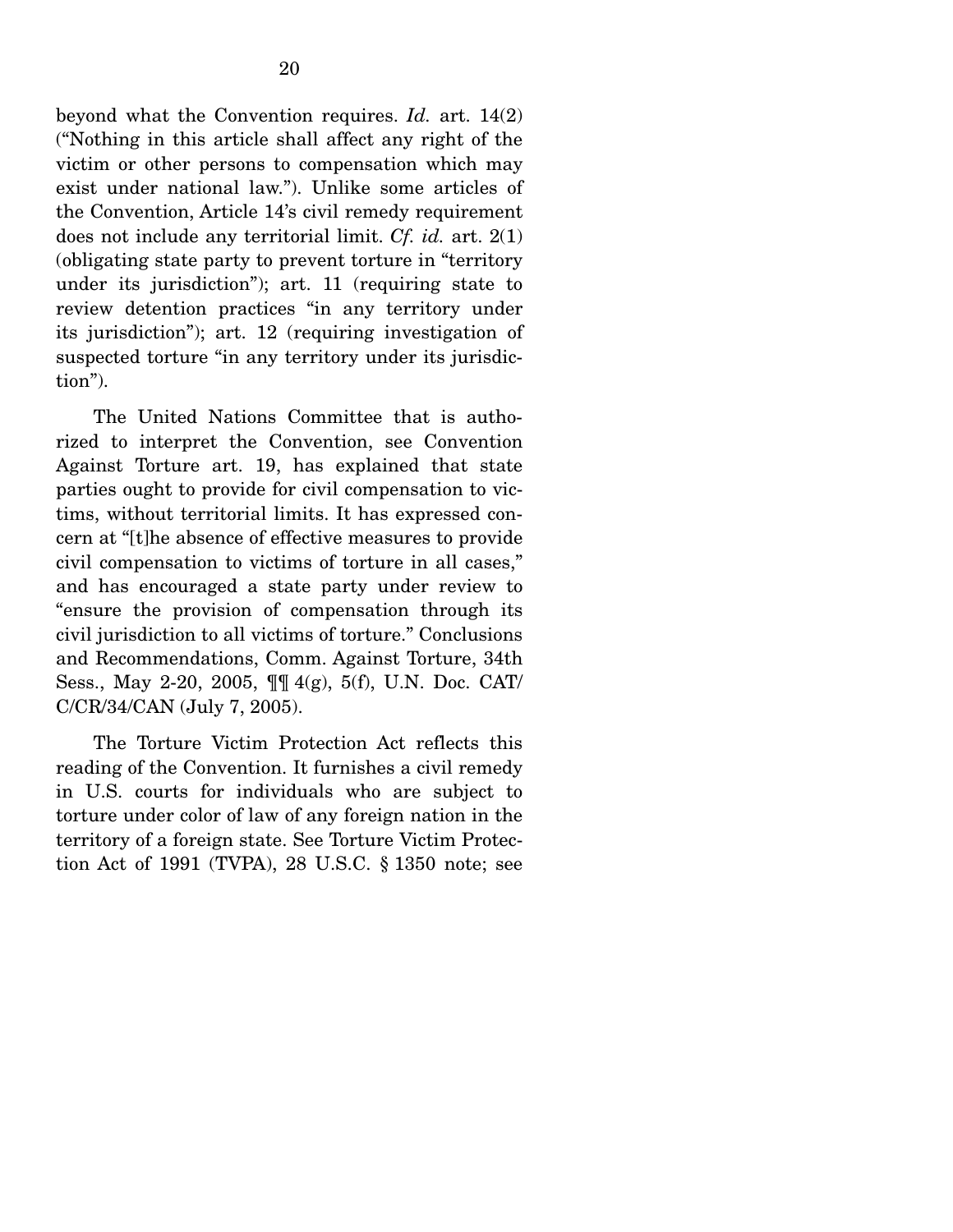beyond what the Convention requires. *Id.* art. 14(2) ("Nothing in this article shall affect any right of the victim or other persons to compensation which may exist under national law."). Unlike some articles of the Convention, Article 14's civil remedy requirement does not include any territorial limit. *Cf. id.* art. 2(1) (obligating state party to prevent torture in "territory under its jurisdiction"); art. 11 (requiring state to review detention practices "in any territory under its jurisdiction"); art. 12 (requiring investigation of suspected torture "in any territory under its jurisdiction").

The United Nations Committee that is authorized to interpret the Convention, see Convention Against Torture art. 19, has explained that state parties ought to provide for civil compensation to victims, without territorial limits. It has expressed concern at "[t]he absence of effective measures to provide civil compensation to victims of torture in all cases," and has encouraged a state party under review to "ensure the provision of compensation through its civil jurisdiction to all victims of torture." Conclusions and Recommendations, Comm. Against Torture, 34th Sess., May 2-20, 2005, ¶¶ 4(g), 5(f), U.N. Doc. CAT/C/CR/34/CAN (July 7, 2005).

The Torture Victim Protection Act reflects this reading of the Convention. It furnishes a civil remedy in U.S. courts for individuals who are subject to torture under color of law of any foreign nation in the territory of a foreign state. See Torture Victim Protection Act of 1991 (TVPA), 28 U.S.C. § 1350 note; see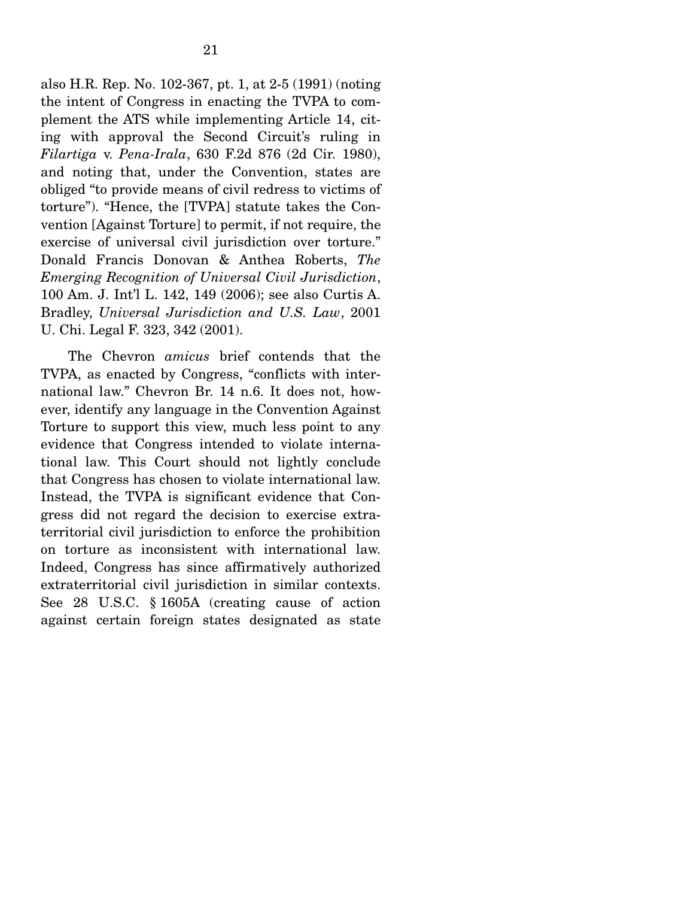also H.R. Rep. No. 102-367, pt. 1, at 2-5 (1991) (noting the intent of Congress in enacting the TVPA to complement the ATS while implementing Article 14, citing with approval the Second Circuit's ruling in *Filartiga* v. *Pena-Irala*, 630 F.2d 876 (2d Cir. 1980), and noting that, under the Convention, states are obliged "to provide means of civil redress to victims of torture"). "Hence, the [TVPA] statute takes the Convention [Against Torture] to permit, if not require, the exercise of universal civil jurisdiction over torture." Donald Francis Donovan & Anthea Roberts, *The Emerging Recognition of Universal Civil Jurisdiction*, 100 Am. J. Int'l L. 142, 149 (2006); see also Curtis A. Bradley, *Universal Jurisdiction and U.S. Law*, 2001 U. Chi. Legal F. 323, 342 (2001).

The Chevron *amicus* brief contends that the TVPA, as enacted by Congress, "conflicts with international law." Chevron Br. 14 n.6. It does not, however, identify any language in the Convention Against Torture to support this view, much less point to any evidence that Congress intended to violate international law. This Court should not lightly conclude that Congress has chosen to violate international law. Instead, the TVPA is significant evidence that Congress did not regard the decision to exercise extraterritorial civil jurisdiction to enforce the prohibition on torture as inconsistent with international law. Indeed, Congress has since affirmatively authorized extraterritorial civil jurisdiction in similar contexts. See 28 U.S.C. § 1605A (creating cause of action against certain foreign states designated as state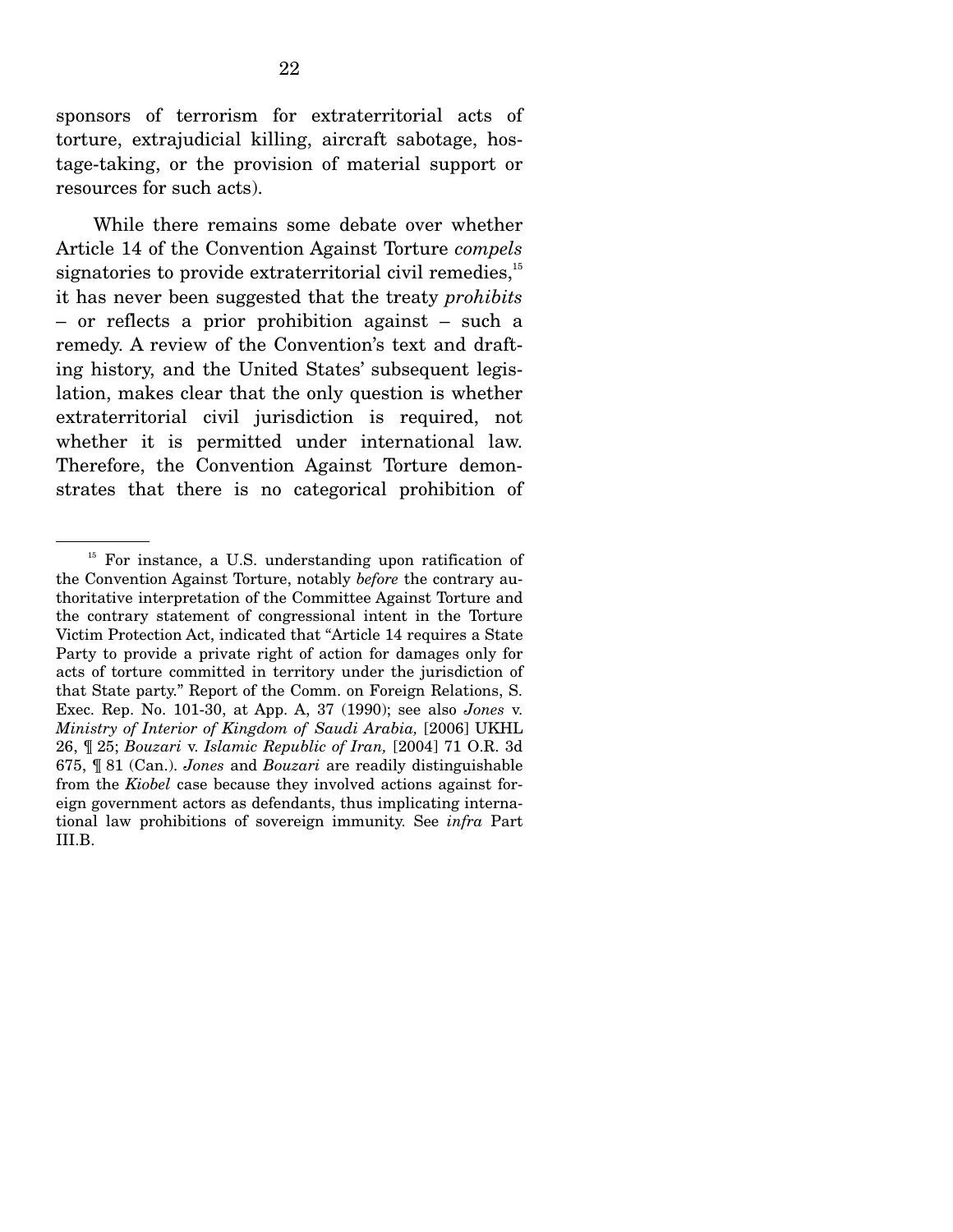sponsors of terrorism for extraterritorial acts of torture, extrajudicial killing, aircraft sabotage, hostage-taking, or the provision of material support or resources for such acts).

While there remains some debate over whether Article 14 of the Convention Against Torture *compels* signatories to provide extraterritorial civil remedies,[15] it has never been suggested that the treaty *prohibits* – or reflects a prior prohibition against – such a remedy. A review of the Convention's text and drafting history, and the United States' subsequent legislation, makes clear that the only question is whether extraterritorial civil jurisdiction is required, not whether it is permitted under international law. Therefore, the Convention Against Torture demonstrates that there is no categorical prohibition of

---

[15] For instance, a U.S. understanding upon ratification of the Convention Against Torture, notably *before* the contrary authoritative interpretation of the Committee Against Torture and the contrary statement of congressional intent in the Torture Victim Protection Act, indicated that "Article 14 requires a State Party to provide a private right of action for damages only for acts of torture committed in territory under the jurisdiction of that State party." Report of the Comm. on Foreign Relations, S. Exec. Rep. No. 101-30, at App. A, 37 (1990); see also *Jones* v. *Ministry of Interior of Kingdom of Saudi Arabia,* [2006] UKHL 26, ¶ 25; *Bouzari* v. *Islamic Republic of Iran,* [2004] 71 O.R. 3d 675, ¶ 81 (Can.). *Jones* and *Bouzari* are readily distinguishable from the *Kiobel* case because they involved actions against foreign government actors as defendants, thus implicating international law prohibitions of sovereign immunity. See *infra* Part III.B.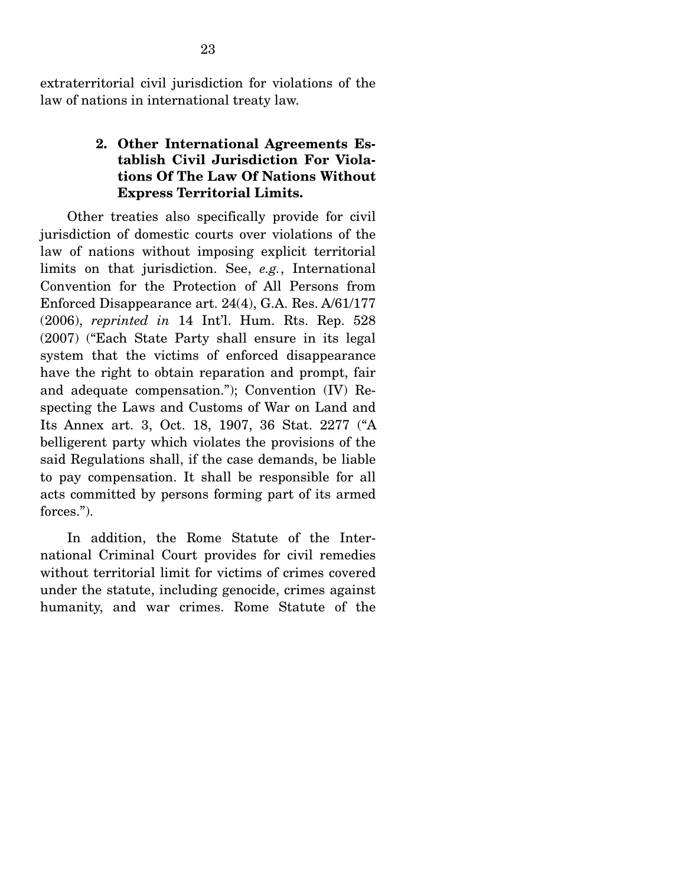extraterritorial civil jurisdiction for violations of the law of nations in international treaty law.

### 2. Other International Agreements Establish Civil Jurisdiction For Violations Of The Law Of Nations Without Express Territorial Limits.

Other treaties also specifically provide for civil jurisdiction of domestic courts over violations of the law of nations without imposing explicit territorial limits on that jurisdiction. See, *e.g.*, International Convention for the Protection of All Persons from Enforced Disappearance art. 24(4), G.A. Res. A/61/177 (2006), *reprinted in* 14 Int'l. Hum. Rts. Rep. 528 (2007) ("Each State Party shall ensure in its legal system that the victims of enforced disappearance have the right to obtain reparation and prompt, fair and adequate compensation."); Convention (IV) Respecting the Laws and Customs of War on Land and Its Annex art. 3, Oct. 18, 1907, 36 Stat. 2277 ("A belligerent party which violates the provisions of the said Regulations shall, if the case demands, be liable to pay compensation. It shall be responsible for all acts committed by persons forming part of its armed forces.").

In addition, the Rome Statute of the International Criminal Court provides for civil remedies without territorial limit for victims of crimes covered under the statute, including genocide, crimes against humanity, and war crimes. Rome Statute of the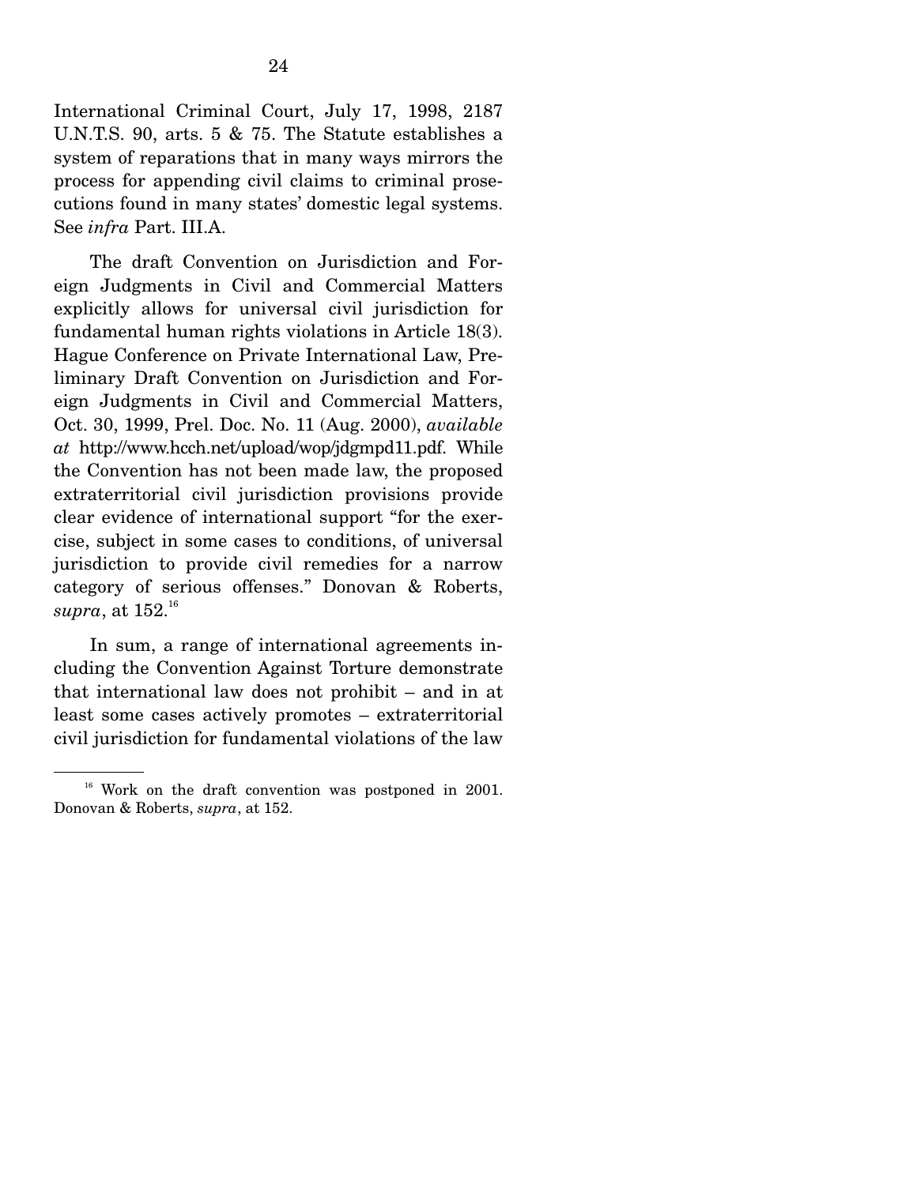International Criminal Court, July 17, 1998, 2187 U.N.T.S. 90, arts. 5 & 75. The Statute establishes a system of reparations that in many ways mirrors the process for appending civil claims to criminal prosecutions found in many states' domestic legal systems. See *infra* Part. III.A.

The draft Convention on Jurisdiction and Foreign Judgments in Civil and Commercial Matters explicitly allows for universal civil jurisdiction for fundamental human rights violations in Article 18(3). Hague Conference on Private International Law, Preliminary Draft Convention on Jurisdiction and Foreign Judgments in Civil and Commercial Matters, Oct. 30, 1999, Prel. Doc. No. 11 (Aug. 2000), *available at* http://www.hcch.net/upload/wop/jdgmpd11.pdf. While the Convention has not been made law, the proposed extraterritorial civil jurisdiction provisions provide clear evidence of international support "for the exercise, subject in some cases to conditions, of universal jurisdiction to provide civil remedies for a narrow category of serious offenses." Donovan & Roberts, *supra*, at 152.[16]

In sum, a range of international agreements including the Convention Against Torture demonstrate that international law does not prohibit – and in at least some cases actively promotes – extraterritorial civil jurisdiction for fundamental violations of the law

---

[16] Work on the draft convention was postponed in 2001. Donovan & Roberts, *supra*, at 152.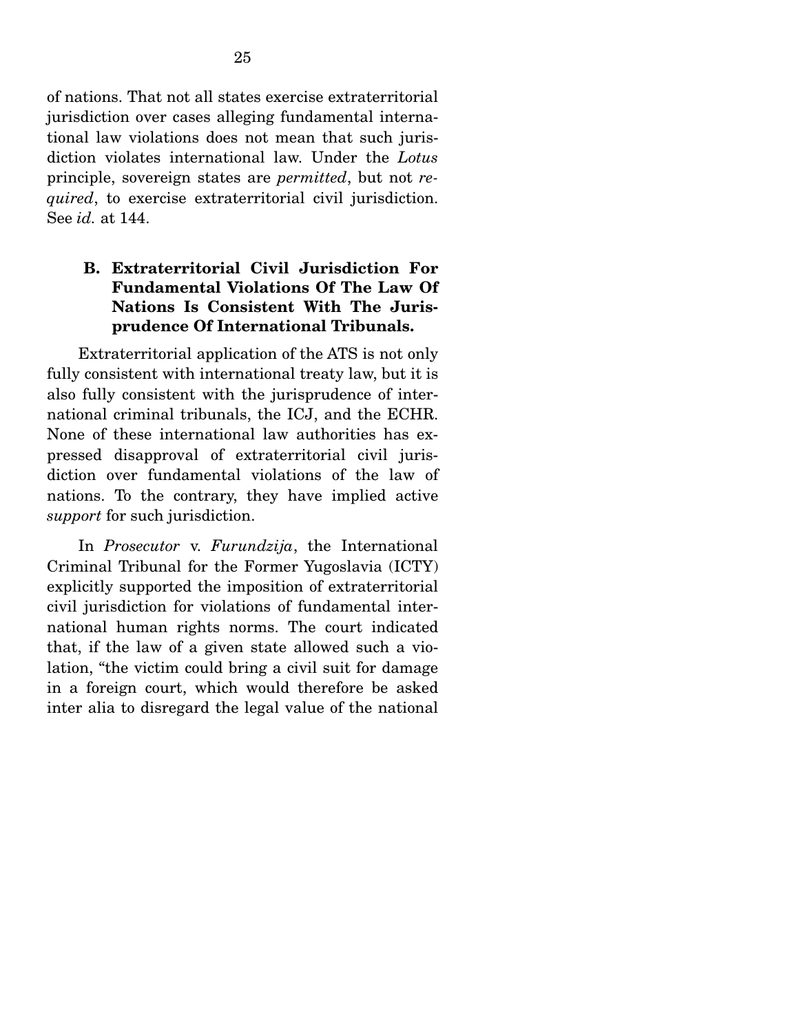of nations. That not all states exercise extraterritorial jurisdiction over cases alleging fundamental international law violations does not mean that such jurisdiction violates international law. Under the *Lotus* principle, sovereign states are *permitted*, but not *required*, to exercise extraterritorial civil jurisdiction. See *id.* at 144.

### B. Extraterritorial Civil Jurisdiction For Fundamental Violations Of The Law Of Nations Is Consistent With The Jurisprudence Of International Tribunals.

Extraterritorial application of the ATS is not only fully consistent with international treaty law, but it is also fully consistent with the jurisprudence of international criminal tribunals, the ICJ, and the ECHR. None of these international law authorities has expressed disapproval of extraterritorial civil jurisdiction over fundamental violations of the law of nations. To the contrary, they have implied active *support* for such jurisdiction.

In *Prosecutor* v. *Furundzija*, the International Criminal Tribunal for the Former Yugoslavia (ICTY) explicitly supported the imposition of extraterritorial civil jurisdiction for violations of fundamental international human rights norms. The court indicated that, if the law of a given state allowed such a violation, "the victim could bring a civil suit for damage in a foreign court, which would therefore be asked inter alia to disregard the legal value of the national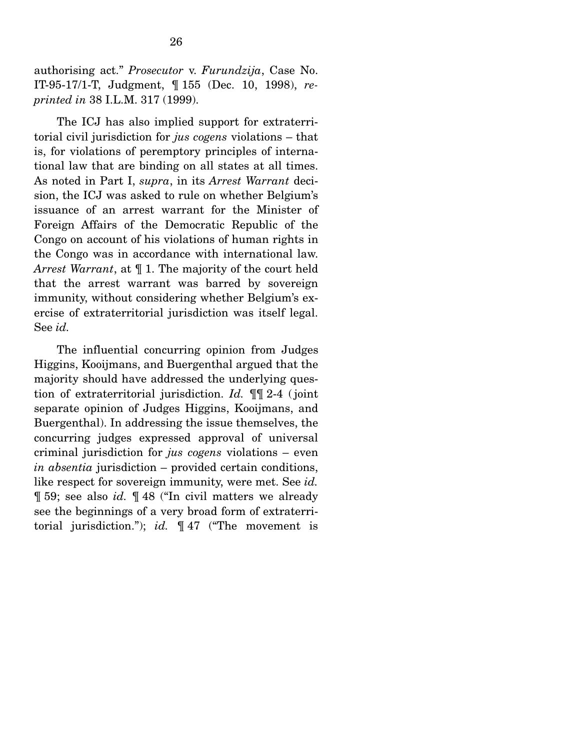authorising act." *Prosecutor* v. *Furundzija*, Case No. IT-95-17/1-T, Judgment, ¶ 155 (Dec. 10, 1998), *reprinted in* 38 I.L.M. 317 (1999).

The ICJ has also implied support for extraterritorial civil jurisdiction for *jus cogens* violations – that is, for violations of peremptory principles of international law that are binding on all states at all times. As noted in Part I, *supra*, in its *Arrest Warrant* decision, the ICJ was asked to rule on whether Belgium's issuance of an arrest warrant for the Minister of Foreign Affairs of the Democratic Republic of the Congo on account of his violations of human rights in the Congo was in accordance with international law. *Arrest Warrant*, at ¶ 1. The majority of the court held that the arrest warrant was barred by sovereign immunity, without considering whether Belgium's exercise of extraterritorial jurisdiction was itself legal. See *id.*

The influential concurring opinion from Judges Higgins, Kooijmans, and Buergenthal argued that the majority should have addressed the underlying question of extraterritorial jurisdiction. *Id.* ¶¶ 2-4 (joint separate opinion of Judges Higgins, Kooijmans, and Buergenthal). In addressing the issue themselves, the concurring judges expressed approval of universal criminal jurisdiction for *jus cogens* violations – even *in absentia* jurisdiction – provided certain conditions, like respect for sovereign immunity, were met. See *id.* ¶ 59; see also *id.* ¶ 48 ("In civil matters we already see the beginnings of a very broad form of extraterritorial jurisdiction."); *id.* ¶ 47 ("The movement is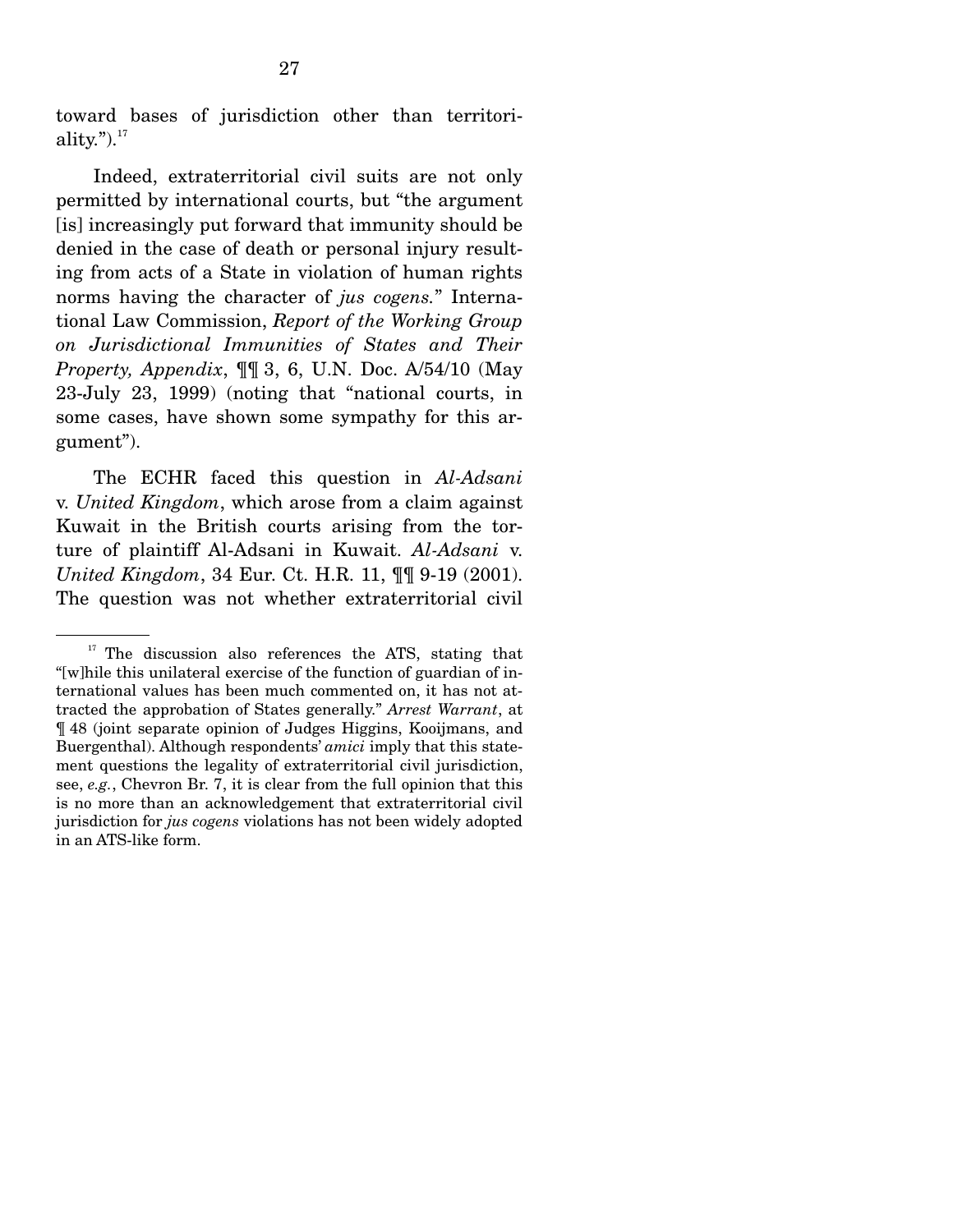toward bases of jurisdiction other than territoriality.").[17]

Indeed, extraterritorial civil suits are not only permitted by international courts, but "the argument [is] increasingly put forward that immunity should be denied in the case of death or personal injury resulting from acts of a State in violation of human rights norms having the character of *jus cogens*." International Law Commission, *Report of the Working Group on Jurisdictional Immunities of States and Their Property, Appendix*, ¶¶ 3, 6, U.N. Doc. A/54/10 (May 23-July 23, 1999) (noting that "national courts, in some cases, have shown some sympathy for this argument").

The ECHR faced this question in *Al-Adsani* v. *United Kingdom*, which arose from a claim against Kuwait in the British courts arising from the torture of plaintiff Al-Adsani in Kuwait. *Al-Adsani* v. *United Kingdom*, 34 Eur. Ct. H.R. 11, ¶¶ 9-19 (2001). The question was not whether extraterritorial civil

---

[17] The discussion also references the ATS, stating that "[w]hile this unilateral exercise of the function of guardian of international values has been much commented on, it has not attracted the approbation of States generally." *Arrest Warrant*, at ¶ 48 (joint separate opinion of Judges Higgins, Kooijmans, and Buergenthal). Although respondents' *amici* imply that this statement questions the legality of extraterritorial civil jurisdiction, see, *e.g.*, Chevron Br. 7, it is clear from the full opinion that this is no more than an acknowledgement that extraterritorial civil jurisdiction for *jus cogens* violations has not been widely adopted in an ATS-like form.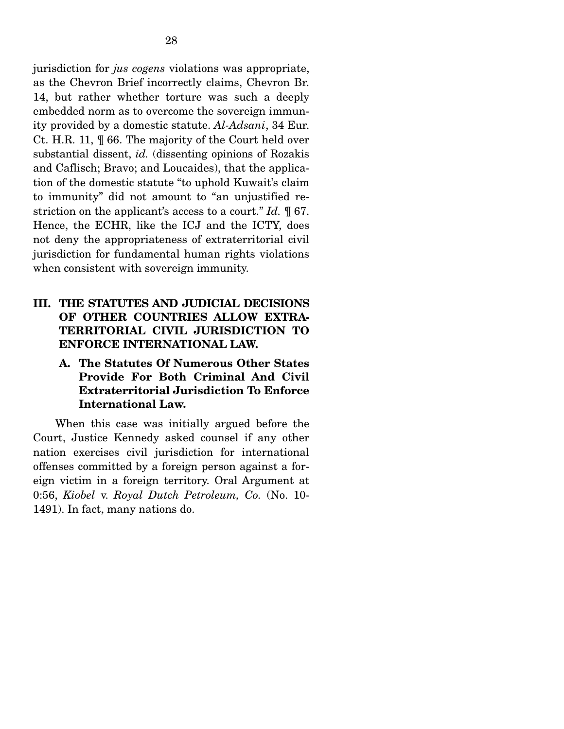jurisdiction for *jus cogens* violations was appropriate, as the Chevron Brief incorrectly claims, Chevron Br. 14, but rather whether torture was such a deeply embedded norm as to overcome the sovereign immunity provided by a domestic statute. *Al-Adsani*, 34 Eur. Ct. H.R. 11, ¶ 66. The majority of the Court held over substantial dissent, *id.* (dissenting opinions of Rozakis and Caflisch; Bravo; and Loucaides), that the application of the domestic statute "to uphold Kuwait's claim to immunity" did not amount to "an unjustified restriction on the applicant's access to a court." *Id.* ¶ 67. Hence, the ECHR, like the ICJ and the ICTY, does not deny the appropriateness of extraterritorial civil jurisdiction for fundamental human rights violations when consistent with sovereign immunity.

## III. THE STATUTES AND JUDICIAL DECISIONS OF OTHER COUNTRIES ALLOW EXTRATERRITORIAL CIVIL JURISDICTION TO ENFORCE INTERNATIONAL LAW.

### A. The Statutes Of Numerous Other States Provide For Both Criminal And Civil Extraterritorial Jurisdiction To Enforce International Law.

When this case was initially argued before the Court, Justice Kennedy asked counsel if any other nation exercises civil jurisdiction for international offenses committed by a foreign person against a foreign victim in a foreign territory. Oral Argument at 0:56, *Kiobel* v. *Royal Dutch Petroleum, Co.* (No. 10-1491). In fact, many nations do.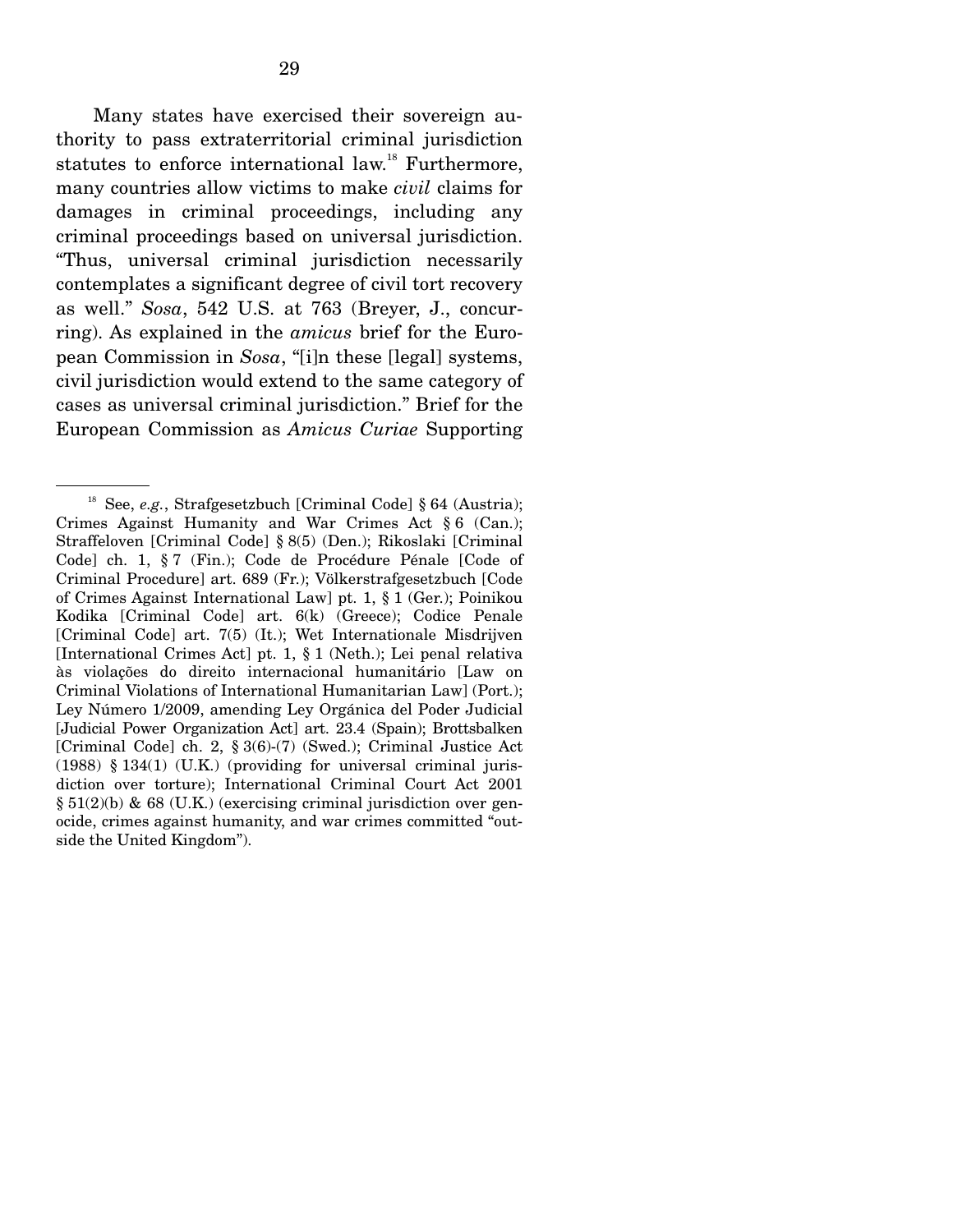Many states have exercised their sovereign authority to pass extraterritorial criminal jurisdiction statutes to enforce international law.[18] Furthermore, many countries allow victims to make *civil* claims for damages in criminal proceedings, including any criminal proceedings based on universal jurisdiction. "Thus, universal criminal jurisdiction necessarily contemplates a significant degree of civil tort recovery as well." *Sosa*, 542 U.S. at 763 (Breyer, J., concurring). As explained in the *amicus* brief for the European Commission in *Sosa*, "[i]n these [legal] systems, civil jurisdiction would extend to the same category of cases as universal criminal jurisdiction." Brief for the European Commission as *Amicus Curiae* Supporting

---

[18] See, *e.g.*, Strafgesetzbuch [Criminal Code] § 64 (Austria); Crimes Against Humanity and War Crimes Act § 6 (Can.); Straffeloven [Criminal Code] § 8(5) (Den.); Rikoslaki [Criminal Code] ch. 1, § 7 (Fin.); Code de Procédure Pénale [Code of Criminal Procedure] art. 689 (Fr.); Völkerstrafgesetzbuch [Code of Crimes Against International Law] pt. 1, § 1 (Ger.); Poinikou Kodika [Criminal Code] art. 6(k) (Greece); Codice Penale [Criminal Code] art. 7(5) (It.); Wet Internationale Misdrijven [International Crimes Act] pt. 1, § 1 (Neth.); Lei penal relativa às violações do direito internacional humanitário [Law on Criminal Violations of International Humanitarian Law] (Port.); Ley Número 1/2009, amending Ley Orgánica del Poder Judicial [Judicial Power Organization Act] art. 23.4 (Spain); Brottsbalken [Criminal Code] ch. 2, § 3(6)-(7) (Swed.); Criminal Justice Act (1988) § 134(1) (U.K.) (providing for universal criminal jurisdiction over torture); International Criminal Court Act 2001 § 51(2)(b) & 68 (U.K.) (exercising criminal jurisdiction over genocide, crimes against humanity, and war crimes committed "outside the United Kingdom").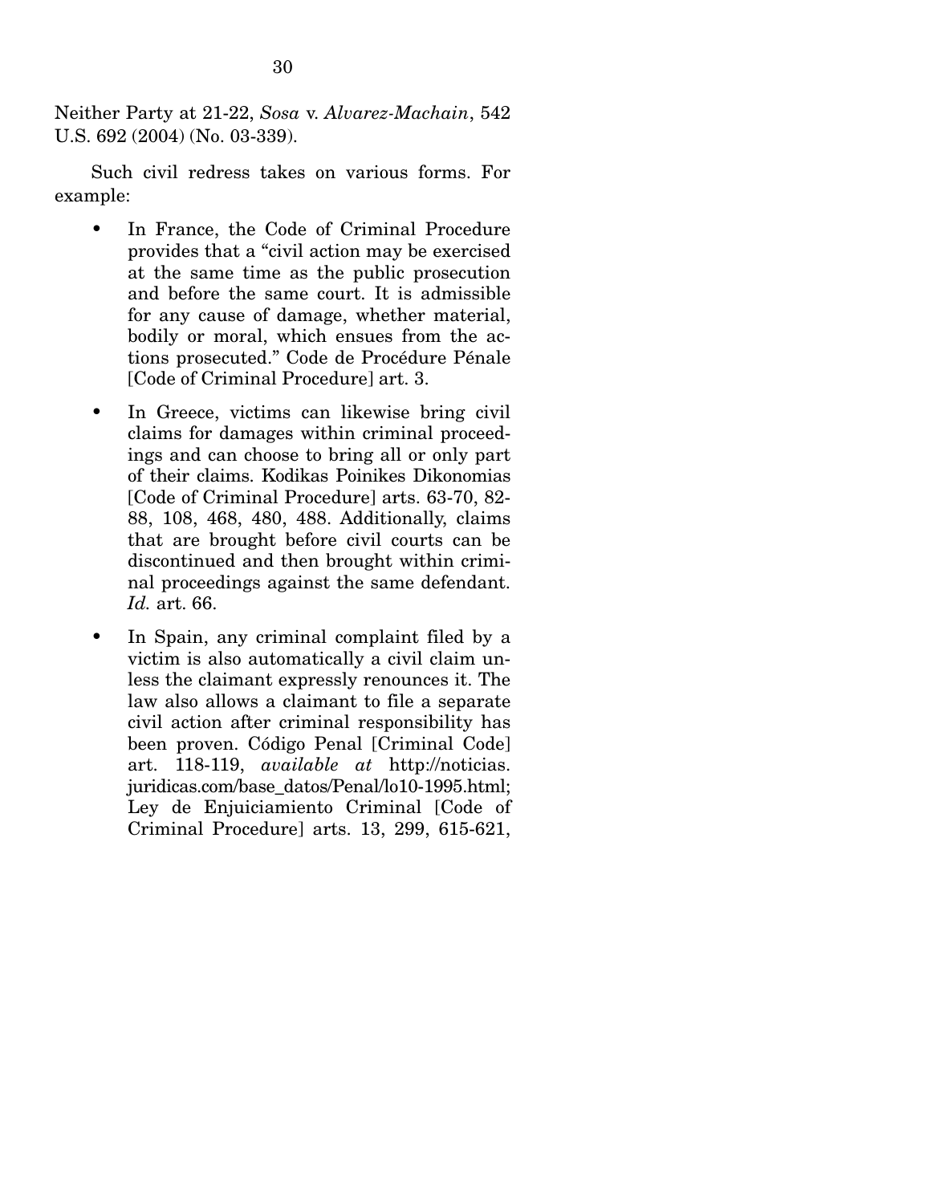Neither Party at 21-22, *Sosa* v. *Alvarez-Machain*, 542 U.S. 692 (2004) (No. 03-339).

Such civil redress takes on various forms. For example:

- In France, the Code of Criminal Procedure provides that a "civil action may be exercised at the same time as the public prosecution and before the same court. It is admissible for any cause of damage, whether material, bodily or moral, which ensues from the actions prosecuted." Code de Procédure Pénale [Code of Criminal Procedure] art. 3.
- In Greece, victims can likewise bring civil claims for damages within criminal proceedings and can choose to bring all or only part of their claims. Kodikas Poinikes Dikonomias [Code of Criminal Procedure] arts. 63-70, 82-88, 108, 468, 480, 488. Additionally, claims that are brought before civil courts can be discontinued and then brought within criminal proceedings against the same defendant. *Id.* art. 66.
- In Spain, any criminal complaint filed by a victim is also automatically a civil claim unless the claimant expressly renounces it. The law also allows a claimant to file a separate civil action after criminal responsibility has been proven. Código Penal [Criminal Code] art. 118-119, *available at* http://noticias.juridicas.com/base_datos/Penal/lo10-1995.html; Ley de Enjuiciamiento Criminal [Code of Criminal Procedure] arts. 13, 299, 615-621,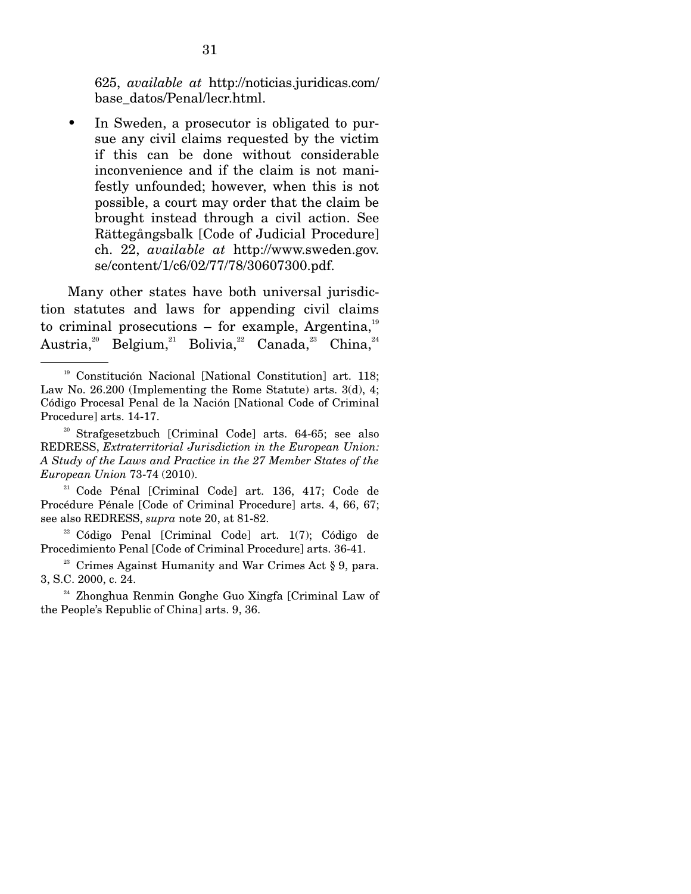625, *available at* http://noticias.juridicas.com/base_datos/Penal/lecr.html.

- In Sweden, a prosecutor is obligated to pursue any civil claims requested by the victim if this can be done without considerable inconvenience and if the claim is not manifestly unfounded; however, when this is not possible, a court may order that the claim be brought instead through a civil action. See Rättegångsbalk [Code of Judicial Procedure] ch. 22, *available at* http://www.sweden.gov.se/content/1/c6/02/77/78/30607300.pdf.

Many other states have both universal jurisdiction statutes and laws for appending civil claims to criminal prosecutions – for example, Argentina,[19] Austria,[20] Belgium,[21] Bolivia,[22] Canada,[23] China,[24]

---

[19] Constitución Nacional [National Constitution] art. 118; Law No. 26.200 (Implementing the Rome Statute) arts. 3(d), 4; Código Procesal Penal de la Nación [National Code of Criminal Procedure] arts. 14-17.

[20] Strafgesetzbuch [Criminal Code] arts. 64-65; see also REDRESS, *Extraterritorial Jurisdiction in the European Union: A Study of the Laws and Practice in the 27 Member States of the European Union* 73-74 (2010).

[21] Code Pénal [Criminal Code] art. 136, 417; Code de Procédure Pénale [Code of Criminal Procedure] arts. 4, 66, 67; see also REDRESS, *supra* note 20, at 81-82.

[22] Código Penal [Criminal Code] art. 1(7); Código de Procedimiento Penal [Code of Criminal Procedure] arts. 36-41.

[23] Crimes Against Humanity and War Crimes Act § 9, para. 3, S.C. 2000, c. 24.

[24] Zhonghua Renmin Gonghe Guo Xingfa [Criminal Law of the People's Republic of China] arts. 9, 36.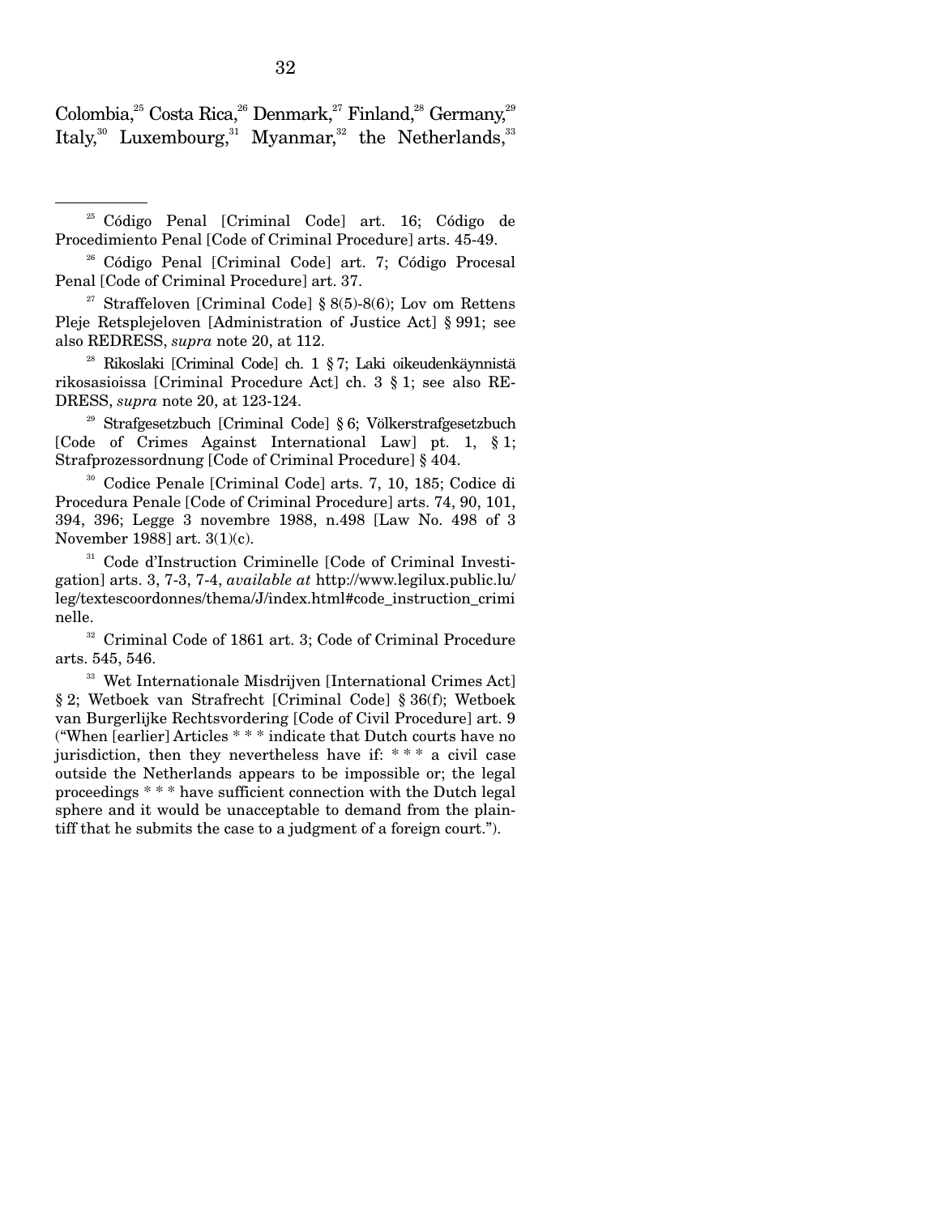Colombia,[25] Costa Rica,[26] Denmark,[27] Finland,[28] Germany,[29] Italy,[30] Luxembourg,[31] Myanmar,[32] the Netherlands,[33]

---

[25] Código Penal [Criminal Code] art. 16; Código de Procedimiento Penal [Code of Criminal Procedure] arts. 45-49.

[26] Código Penal [Criminal Code] art. 7; Código Procesal Penal [Code of Criminal Procedure] art. 37.

[27] Straffeloven [Criminal Code] § 8(5)-8(6); Lov om Rettens Pleje Retsplejeloven [Administration of Justice Act] § 991; see also REDRESS, *supra* note 20, at 112.

[28] Rikoslaki [Criminal Code] ch. 1 § 7; Laki oikeudenkäynnistä rikosasioissa [Criminal Procedure Act] ch. 3 § 1; see also REDRESS, *supra* note 20, at 123-124.

[29] Strafgesetzbuch [Criminal Code] § 6; Völkerstrafgesetzbuch [Code of Crimes Against International Law] pt. 1, § 1; Strafprozessordnung [Code of Criminal Procedure] § 404.

[30] Codice Penale [Criminal Code] arts. 7, 10, 185; Codice di Procedura Penale [Code of Criminal Procedure] arts. 74, 90, 101, 394, 396; Legge 3 novembre 1988, n.498 [Law No. 498 of 3 November 1988] art. 3(1)(c).

[31] Code d'Instruction Criminelle [Code of Criminal Investigation] arts. 3, 7-3, 7-4, *available at* http://www.legilux.public.lu/leg/textescoordonnes/thema/J/index.html#code_instruction_criminelle.

[32] Criminal Code of 1861 art. 3; Code of Criminal Procedure arts. 545, 546.

[33] Wet Internationale Misdrijven [International Crimes Act] § 2; Wetboek van Strafrecht [Criminal Code] § 36(f); Wetboek van Burgerlijke Rechtsvordering [Code of Civil Procedure] art. 9 ("When [earlier] Articles * * * indicate that Dutch courts have no jurisdiction, then they nevertheless have if: * * * a civil case outside the Netherlands appears to be impossible or; the legal proceedings * * * have sufficient connection with the Dutch legal sphere and it would be unacceptable to demand from the plaintiff that he submits the case to a judgment of a foreign court.").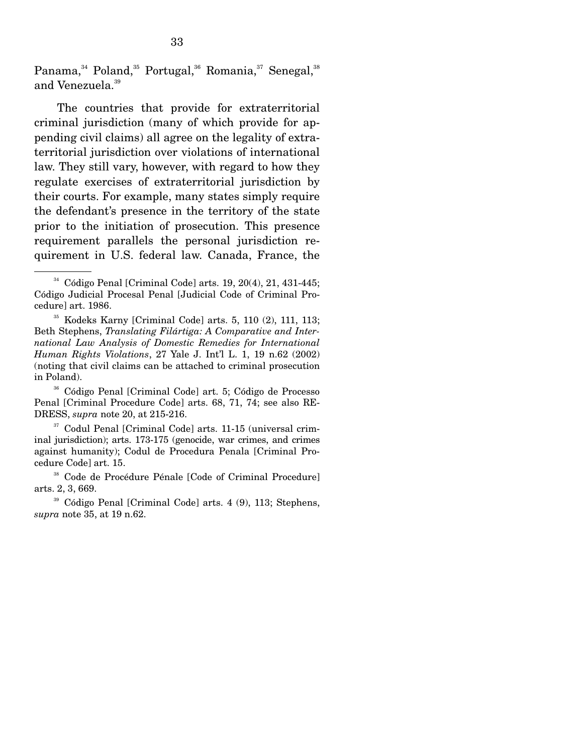Panama,[34] Poland,[35] Portugal,[36] Romania,[37] Senegal,[38] and Venezuela.[39]

The countries that provide for extraterritorial criminal jurisdiction (many of which provide for appending civil claims) all agree on the legality of extraterritorial jurisdiction over violations of international law. They still vary, however, with regard to how they regulate exercises of extraterritorial jurisdiction by their courts. For example, many states simply require the defendant's presence in the territory of the state prior to the initiation of prosecution. This presence requirement parallels the personal jurisdiction requirement in U.S. federal law. Canada, France, the

---

[34] Código Penal [Criminal Code] arts. 19, 20(4), 21, 431-445; Código Judicial Procesal Penal [Judicial Code of Criminal Procedure] art. 1986.

[35] Kodeks Karny [Criminal Code] arts. 5, 110 (2), 111, 113; Beth Stephens, *Translating Filártiga: A Comparative and International Law Analysis of Domestic Remedies for International Human Rights Violations*, 27 Yale J. Int'l L. 1, 19 n.62 (2002) (noting that civil claims can be attached to criminal prosecution in Poland).

[36] Código Penal [Criminal Code] art. 5; Código de Processo Penal [Criminal Procedure Code] arts. 68, 71, 74; see also REDRESS, *supra* note 20, at 215-216.

[37] Codul Penal [Criminal Code] arts. 11-15 (universal criminal jurisdiction); arts. 173-175 (genocide, war crimes, and crimes against humanity); Codul de Procedura Penala [Criminal Procedure Code] art. 15.

[38] Code de Procédure Pénale [Code of Criminal Procedure] arts. 2, 3, 669.

[39] Código Penal [Criminal Code] arts. 4 (9), 113; Stephens, *supra* note 35, at 19 n.62.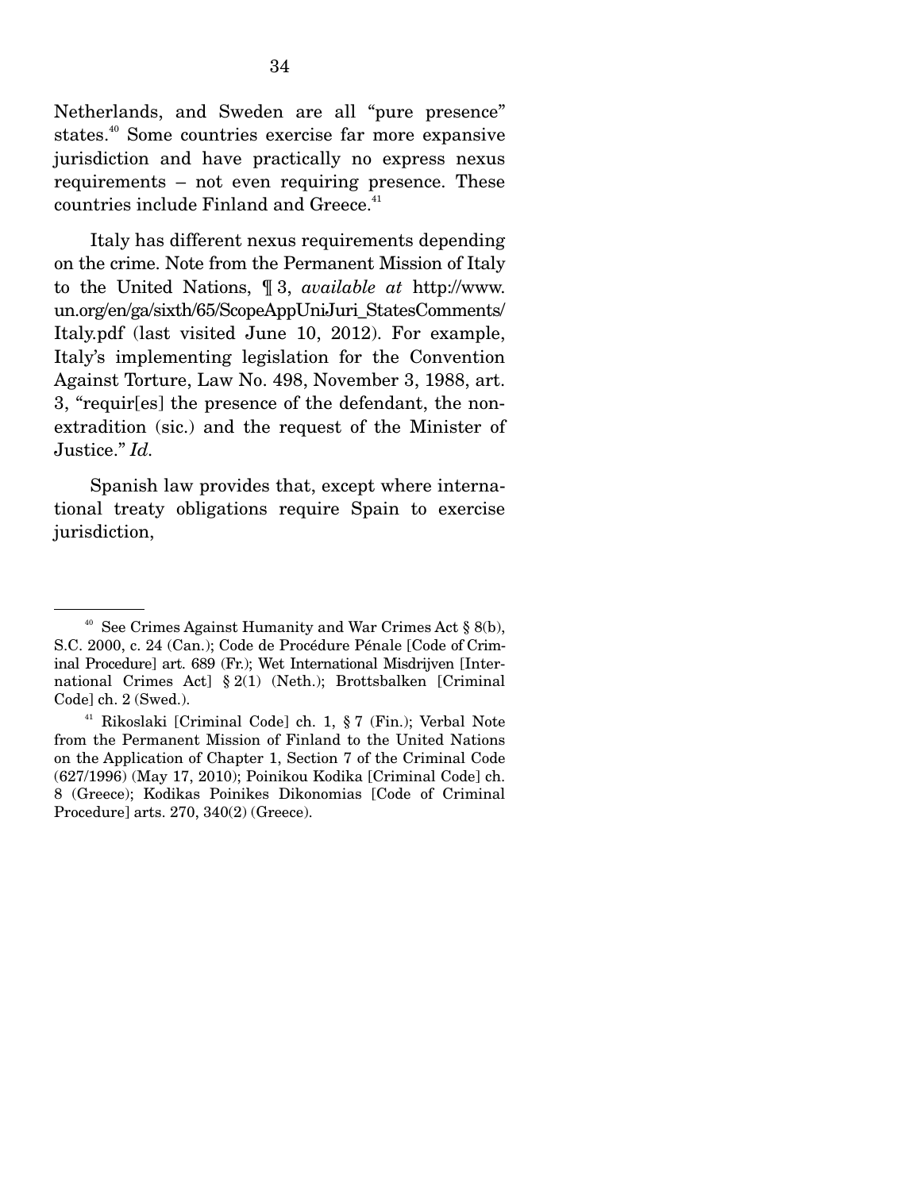Netherlands, and Sweden are all "pure presence" states.[40] Some countries exercise far more expansive jurisdiction and have practically no express nexus requirements – not even requiring presence. These countries include Finland and Greece.[41]

Italy has different nexus requirements depending on the crime. Note from the Permanent Mission of Italy to the United Nations, ¶ 3, *available at* http://www.un.org/en/ga/sixth/65/ScopeAppUniJuri_StatesComments/Italy.pdf (last visited June 10, 2012). For example, Italy's implementing legislation for the Convention Against Torture, Law No. 498, November 3, 1988, art. 3, "requir[es] the presence of the defendant, the non-extradition (sic.) and the request of the Minister of Justice." *Id.*

Spanish law provides that, except where international treaty obligations require Spain to exercise jurisdiction,

---

[40] See Crimes Against Humanity and War Crimes Act § 8(b), S.C. 2000, c. 24 (Can.); Code de Procédure Pénale [Code of Criminal Procedure] art. 689 (Fr.); Wet International Misdrijven [International Crimes Act] § 2(1) (Neth.); Brottsbalken [Criminal Code] ch. 2 (Swed.).

[41] Rikoslaki [Criminal Code] ch. 1, § 7 (Fin.); Verbal Note from the Permanent Mission of Finland to the United Nations on the Application of Chapter 1, Section 7 of the Criminal Code (627/1996) (May 17, 2010); Poinikou Kodika [Criminal Code] ch. 8 (Greece); Kodikas Poinikes Dikonomias [Code of Criminal Procedure] arts. 270, 340(2) (Greece).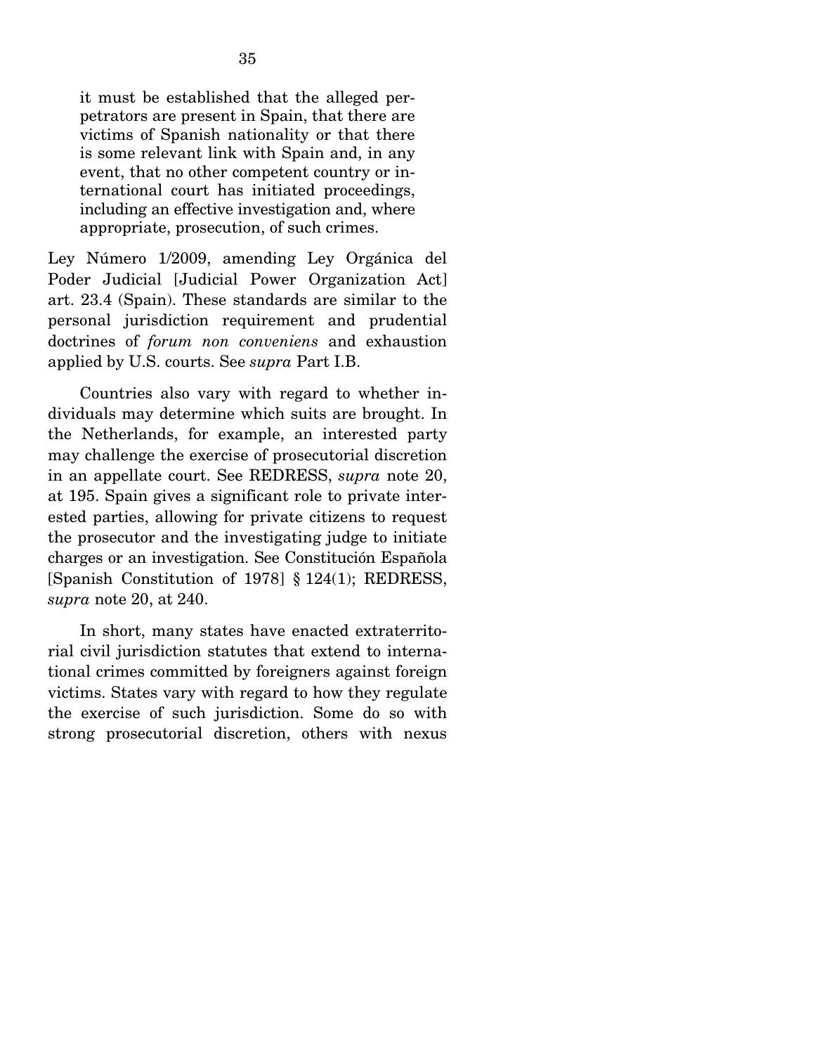> it must be established that the alleged perpetrators are present in Spain, that there are victims of Spanish nationality or that there is some relevant link with Spain and, in any event, that no other competent country or international court has initiated proceedings, including an effective investigation and, where appropriate, prosecution, of such crimes.

Ley Número 1/2009, amending Ley Orgánica del Poder Judicial [Judicial Power Organization Act] art. 23.4 (Spain). These standards are similar to the personal jurisdiction requirement and prudential doctrines of *forum non conveniens* and exhaustion applied by U.S. courts. See *supra* Part I.B.

Countries also vary with regard to whether individuals may determine which suits are brought. In the Netherlands, for example, an interested party may challenge the exercise of prosecutorial discretion in an appellate court. See REDRESS, *supra* note 20, at 195. Spain gives a significant role to private interested parties, allowing for private citizens to request the prosecutor and the investigating judge to initiate charges or an investigation. See Constitución Española [Spanish Constitution of 1978] § 124(1); REDRESS, *supra* note 20, at 240.

In short, many states have enacted extraterritorial civil jurisdiction statutes that extend to international crimes committed by foreigners against foreign victims. States vary with regard to how they regulate the exercise of such jurisdiction. Some do so with strong prosecutorial discretion, others with nexus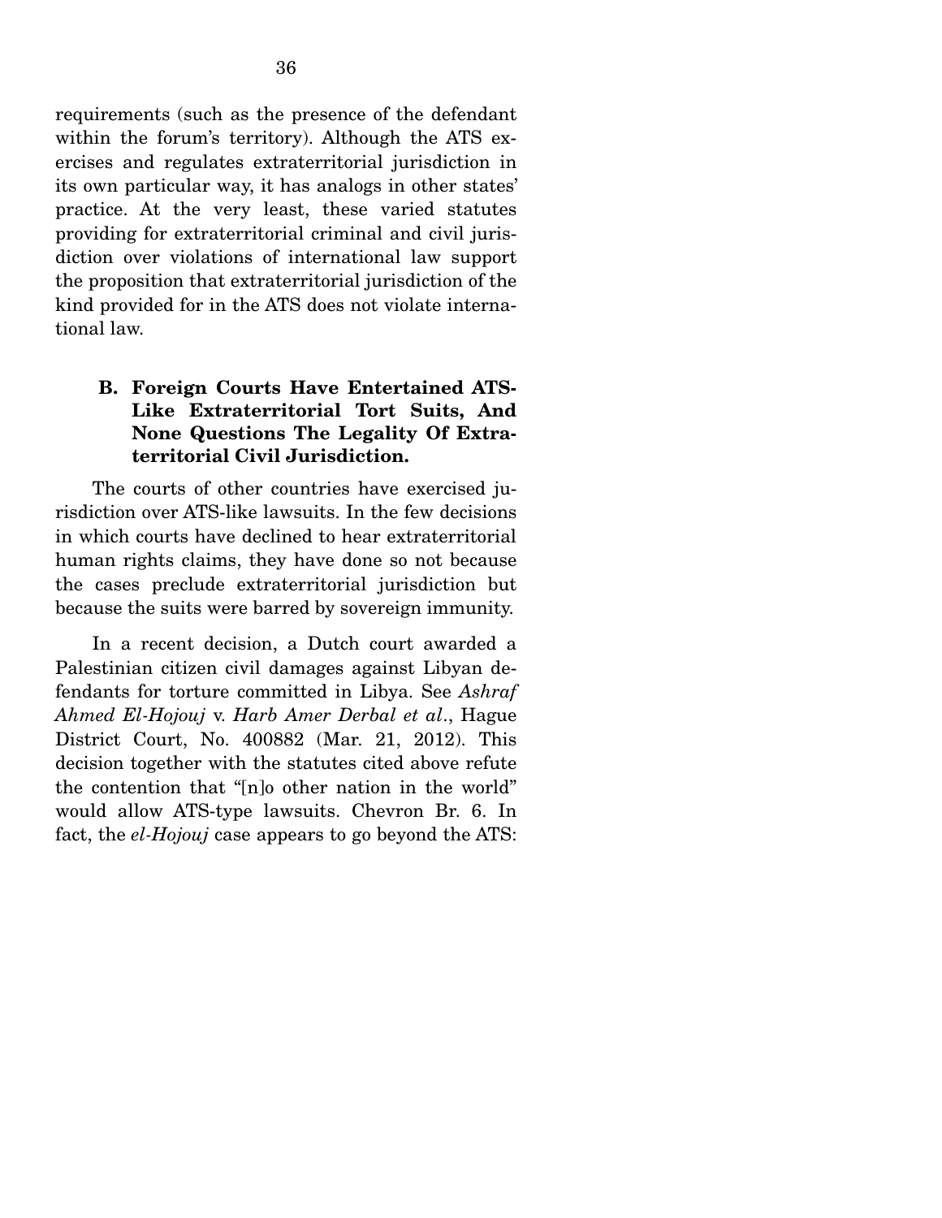requirements (such as the presence of the defendant within the forum's territory). Although the ATS exercises and regulates extraterritorial jurisdiction in its own particular way, it has analogs in other states' practice. At the very least, these varied statutes providing for extraterritorial criminal and civil jurisdiction over violations of international law support the proposition that extraterritorial jurisdiction of the kind provided for in the ATS does not violate international law.

### B. Foreign Courts Have Entertained ATS-Like Extraterritorial Tort Suits, And None Questions The Legality Of Extraterritorial Civil Jurisdiction.

The courts of other countries have exercised jurisdiction over ATS-like lawsuits. In the few decisions in which courts have declined to hear extraterritorial human rights claims, they have done so not because the cases preclude extraterritorial jurisdiction but because the suits were barred by sovereign immunity.

In a recent decision, a Dutch court awarded a Palestinian citizen civil damages against Libyan defendants for torture committed in Libya. See *Ashraf Ahmed El-Hojouj* v. *Harb Amer Derbal et al*., Hague District Court, No. 400882 (Mar. 21, 2012). This decision together with the statutes cited above refute the contention that "[n]o other nation in the world" would allow ATS-type lawsuits. Chevron Br. 6. In fact, the *el-Hojouj* case appears to go beyond the ATS: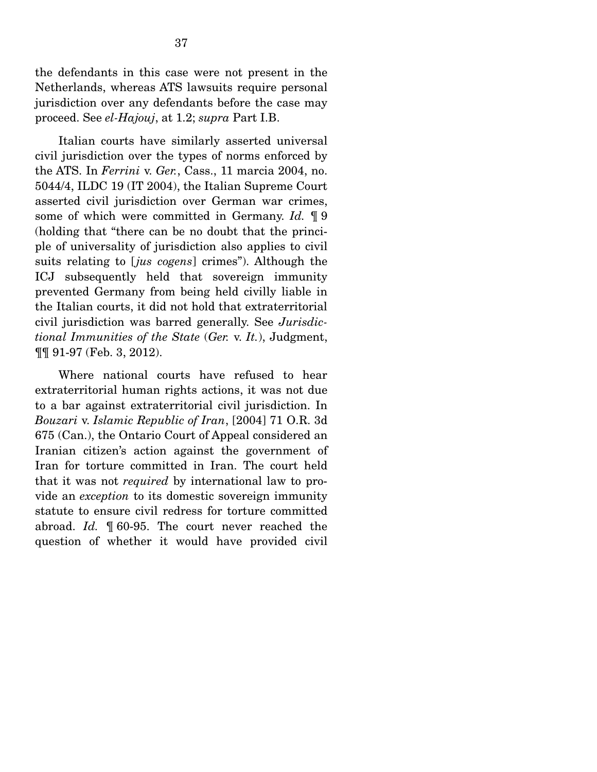the defendants in this case were not present in the Netherlands, whereas ATS lawsuits require personal jurisdiction over any defendants before the case may proceed. See *el-Hajouj*, at 1.2; *supra* Part I.B.

Italian courts have similarly asserted universal civil jurisdiction over the types of norms enforced by the ATS. In *Ferrini* v. *Ger.*, Cass., 11 marcia 2004, no. 5044/4, ILDC 19 (IT 2004), the Italian Supreme Court asserted civil jurisdiction over German war crimes, some of which were committed in Germany. *Id.* ¶ 9 (holding that "there can be no doubt that the principle of universality of jurisdiction also applies to civil suits relating to [*jus cogens*] crimes"). Although the ICJ subsequently held that sovereign immunity prevented Germany from being held civilly liable in the Italian courts, it did not hold that extraterritorial civil jurisdiction was barred generally. See *Jurisdictional Immunities of the State* (*Ger.* v. *It.*), Judgment, ¶¶ 91-97 (Feb. 3, 2012).

Where national courts have refused to hear extraterritorial human rights actions, it was not due to a bar against extraterritorial civil jurisdiction. In *Bouzari* v. *Islamic Republic of Iran*, [2004] 71 O.R. 3d 675 (Can.), the Ontario Court of Appeal considered an Iranian citizen's action against the government of Iran for torture committed in Iran. The court held that it was not *required* by international law to provide an *exception* to its domestic sovereign immunity statute to ensure civil redress for torture committed abroad. *Id.* ¶ 60-95. The court never reached the question of whether it would have provided civil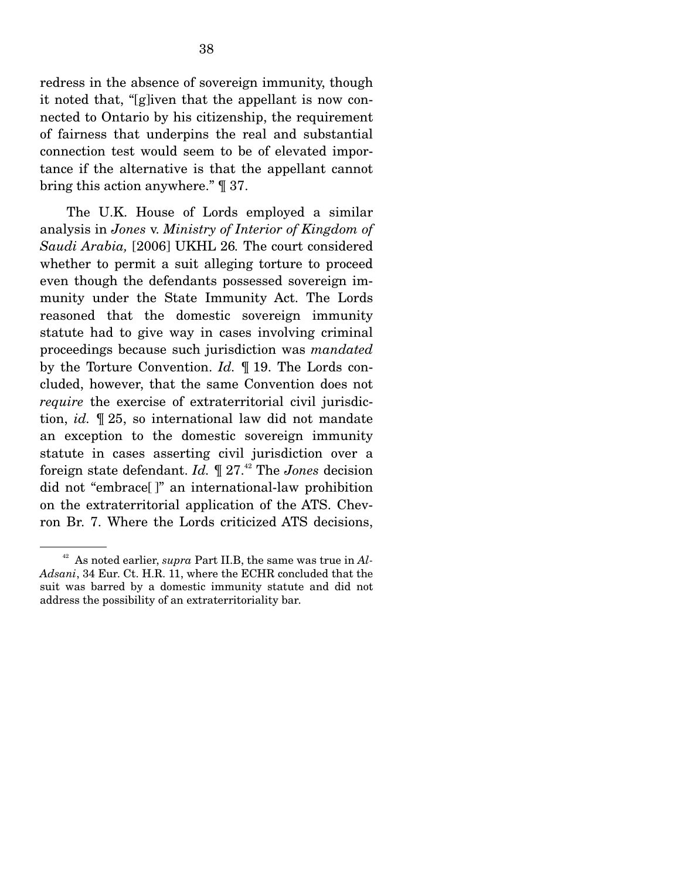redress in the absence of sovereign immunity, though it noted that, "[g]iven that the appellant is now connected to Ontario by his citizenship, the requirement of fairness that underpins the real and substantial connection test would seem to be of elevated importance if the alternative is that the appellant cannot bring this action anywhere." ¶ 37.

The U.K. House of Lords employed a similar analysis in *Jones* v. *Ministry of Interior of Kingdom of Saudi Arabia,* [2006] UKHL 26. The court considered whether to permit a suit alleging torture to proceed even though the defendants possessed sovereign immunity under the State Immunity Act. The Lords reasoned that the domestic sovereign immunity statute had to give way in cases involving criminal proceedings because such jurisdiction was *mandated* by the Torture Convention. *Id.* ¶ 19. The Lords concluded, however, that the same Convention does not *require* the exercise of extraterritorial civil jurisdiction, *id.* ¶ 25, so international law did not mandate an exception to the domestic sovereign immunity statute in cases asserting civil jurisdiction over a foreign state defendant. *Id.* ¶ 27.[42] The *Jones* decision did not "embrace[ ]" an international-law prohibition on the extraterritorial application of the ATS. Chevron Br. 7. Where the Lords criticized ATS decisions,

[42] As noted earlier, *supra* Part II.B, the same was true in *Al-Adsani*, 34 Eur. Ct. H.R. 11, where the ECHR concluded that the suit was barred by a domestic immunity statute and did not address the possibility of an extraterritoriality bar.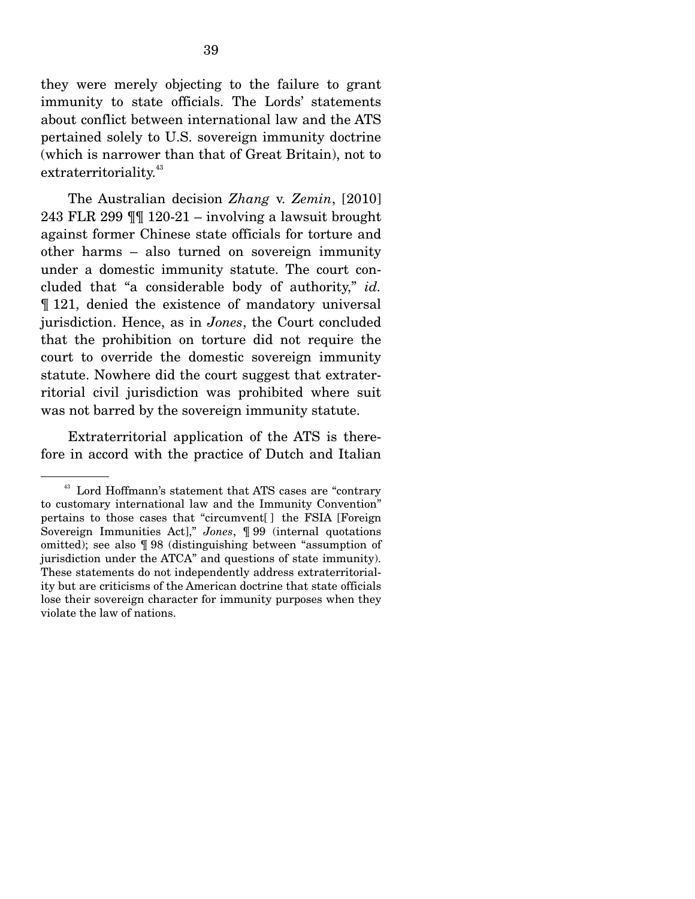they were merely objecting to the failure to grant immunity to state officials. The Lords' statements about conflict between international law and the ATS pertained solely to U.S. sovereign immunity doctrine (which is narrower than that of Great Britain), not to extraterritoriality.[43]

The Australian decision *Zhang* v. *Zemin*, [2010] 243 FLR 299 ¶¶ 120-21 – involving a lawsuit brought against former Chinese state officials for torture and other harms – also turned on sovereign immunity under a domestic immunity statute. The court concluded that "a considerable body of authority," *id.* ¶ 121, denied the existence of mandatory universal jurisdiction. Hence, as in *Jones*, the Court concluded that the prohibition on torture did not require the court to override the domestic sovereign immunity statute. Nowhere did the court suggest that extraterritorial civil jurisdiction was prohibited where suit was not barred by the sovereign immunity statute.

Extraterritorial application of the ATS is therefore in accord with the practice of Dutch and Italian

---

[43] Lord Hoffmann's statement that ATS cases are "contrary to customary international law and the Immunity Convention" pertains to those cases that "circumvent[ ] the FSIA [Foreign Sovereign Immunities Act]," *Jones*, ¶ 99 (internal quotations omitted); see also ¶ 98 (distinguishing between "assumption of jurisdiction under the ATCA" and questions of state immunity). These statements do not independently address extraterritoriality but are criticisms of the American doctrine that state officials lose their sovereign character for immunity purposes when they violate the law of nations.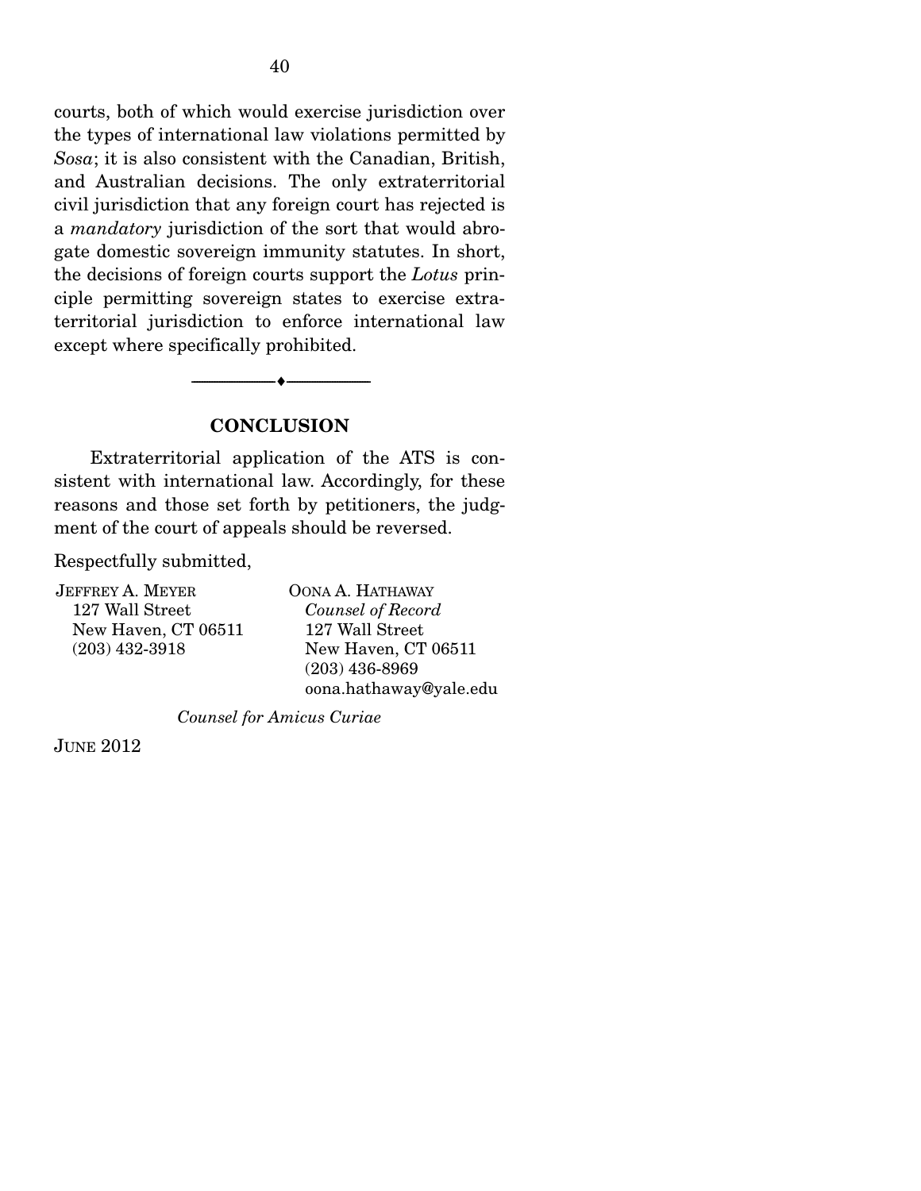courts, both of which would exercise jurisdiction over the types of international law violations permitted by *Sosa*; it is also consistent with the Canadian, British, and Australian decisions. The only extraterritorial civil jurisdiction that any foreign court has rejected is a *mandatory* jurisdiction of the sort that would abrogate domestic sovereign immunity statutes. In short, the decisions of foreign courts support the *Lotus* principle permitting sovereign states to exercise extraterritorial jurisdiction to enforce international law except where specifically prohibited.

---

## CONCLUSION

Extraterritorial application of the ATS is consistent with international law. Accordingly, for these reasons and those set forth by petitioners, the judgment of the court of appeals should be reversed.

Respectfully submitted,

JEFFREY A. MEYER
127 Wall Street
New Haven, CT 06511
(203) 432-3918

OONA A. HATHAWAY
*Counsel of Record*
127 Wall Street
New Haven, CT 06511
(203) 436-8969
oona.hathaway@yale.edu

*Counsel for Amicus Curiae*

JUNE 2012